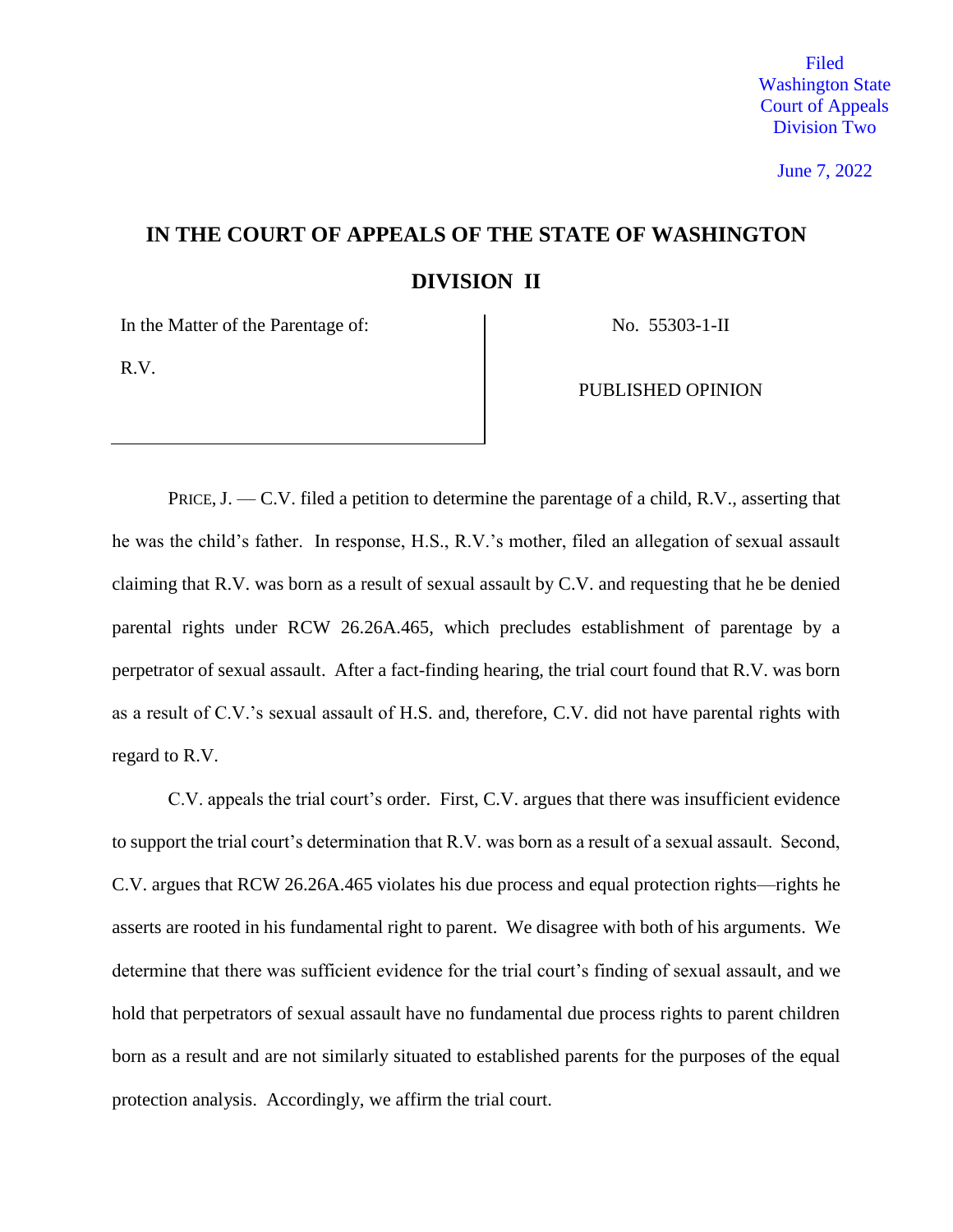Filed
Washington State
Court of Appeals
Division Two

June 7, 2022

# IN THE COURT OF APPEALS OF THE STATE OF WASHINGTON

## DIVISION II

| In the Matter of the Parentage of: R.V. | No. 55303-1-II PUBLISHED OPINION |
|---|---|

PRICE, J. — C.V. filed a petition to determine the parentage of a child, R.V., asserting that he was the child's father. In response, H.S., R.V.'s mother, filed an allegation of sexual assault claiming that R.V. was born as a result of sexual assault by C.V. and requesting that he be denied parental rights under RCW 26.26A.465, which precludes establishment of parentage by a perpetrator of sexual assault. After a fact-finding hearing, the trial court found that R.V. was born as a result of C.V.'s sexual assault of H.S. and, therefore, C.V. did not have parental rights with regard to R.V.

C.V. appeals the trial court's order. First, C.V. argues that there was insufficient evidence to support the trial court's determination that R.V. was born as a result of a sexual assault. Second, C.V. argues that RCW 26.26A.465 violates his due process and equal protection rights—rights he asserts are rooted in his fundamental right to parent. We disagree with both of his arguments. We determine that there was sufficient evidence for the trial court's finding of sexual assault, and we hold that perpetrators of sexual assault have no fundamental due process rights to parent children born as a result and are not similarly situated to established parents for the purposes of the equal protection analysis. Accordingly, we affirm the trial court.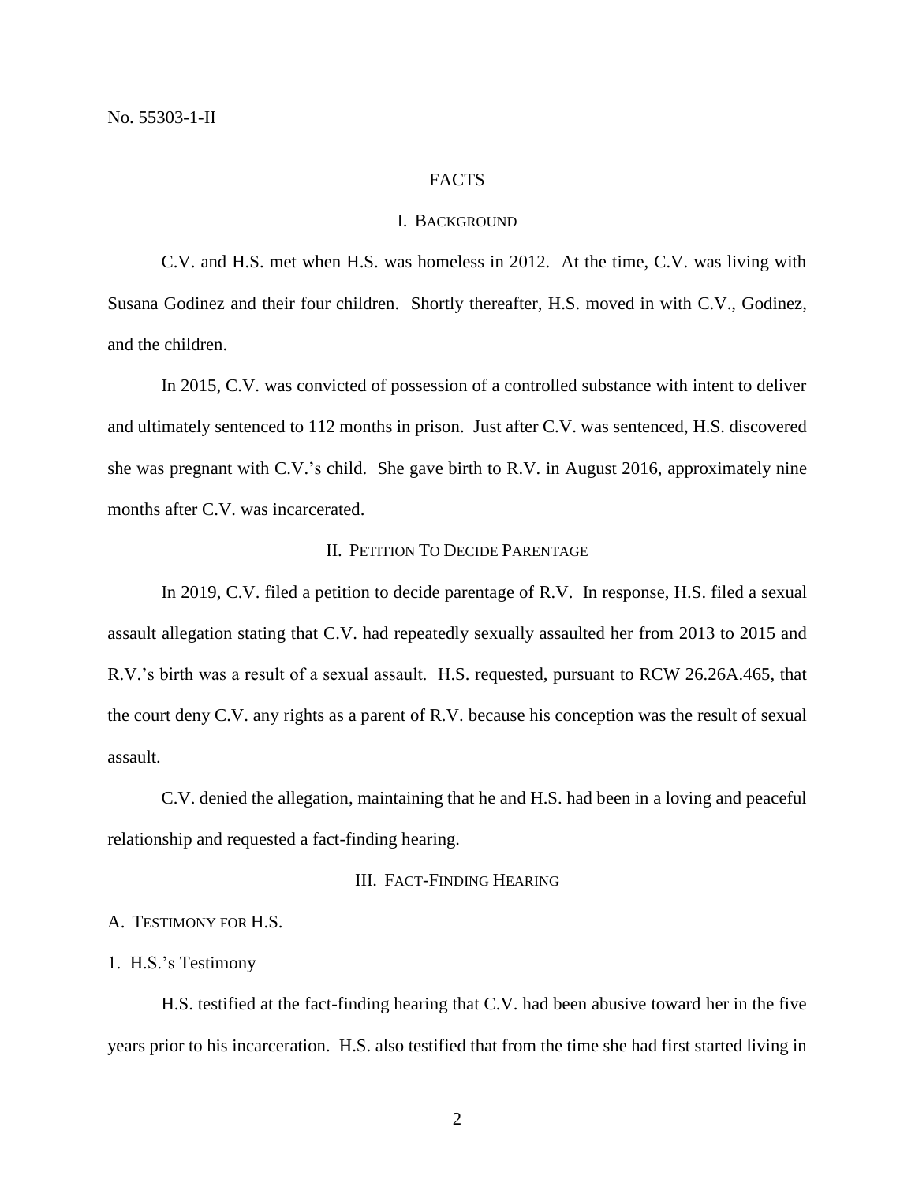## FACTS

### I. Background

C.V. and H.S. met when H.S. was homeless in 2012. At the time, C.V. was living with Susana Godinez and their four children. Shortly thereafter, H.S. moved in with C.V., Godinez, and the children.

In 2015, C.V. was convicted of possession of a controlled substance with intent to deliver and ultimately sentenced to 112 months in prison. Just after C.V. was sentenced, H.S. discovered she was pregnant with C.V.'s child. She gave birth to R.V. in August 2016, approximately nine months after C.V. was incarcerated.

### II. Petition To Decide Parentage

In 2019, C.V. filed a petition to decide parentage of R.V. In response, H.S. filed a sexual assault allegation stating that C.V. had repeatedly sexually assaulted her from 2013 to 2015 and R.V.'s birth was a result of a sexual assault. H.S. requested, pursuant to RCW 26.26A.465, that the court deny C.V. any rights as a parent of R.V. because his conception was the result of sexual assault.

C.V. denied the allegation, maintaining that he and H.S. had been in a loving and peaceful relationship and requested a fact-finding hearing.

### III. Fact-Finding Hearing

#### A. Testimony for H.S.

##### 1. H.S.'s Testimony

H.S. testified at the fact-finding hearing that C.V. had been abusive toward her in the five years prior to his incarceration. H.S. also testified that from the time she had first started living in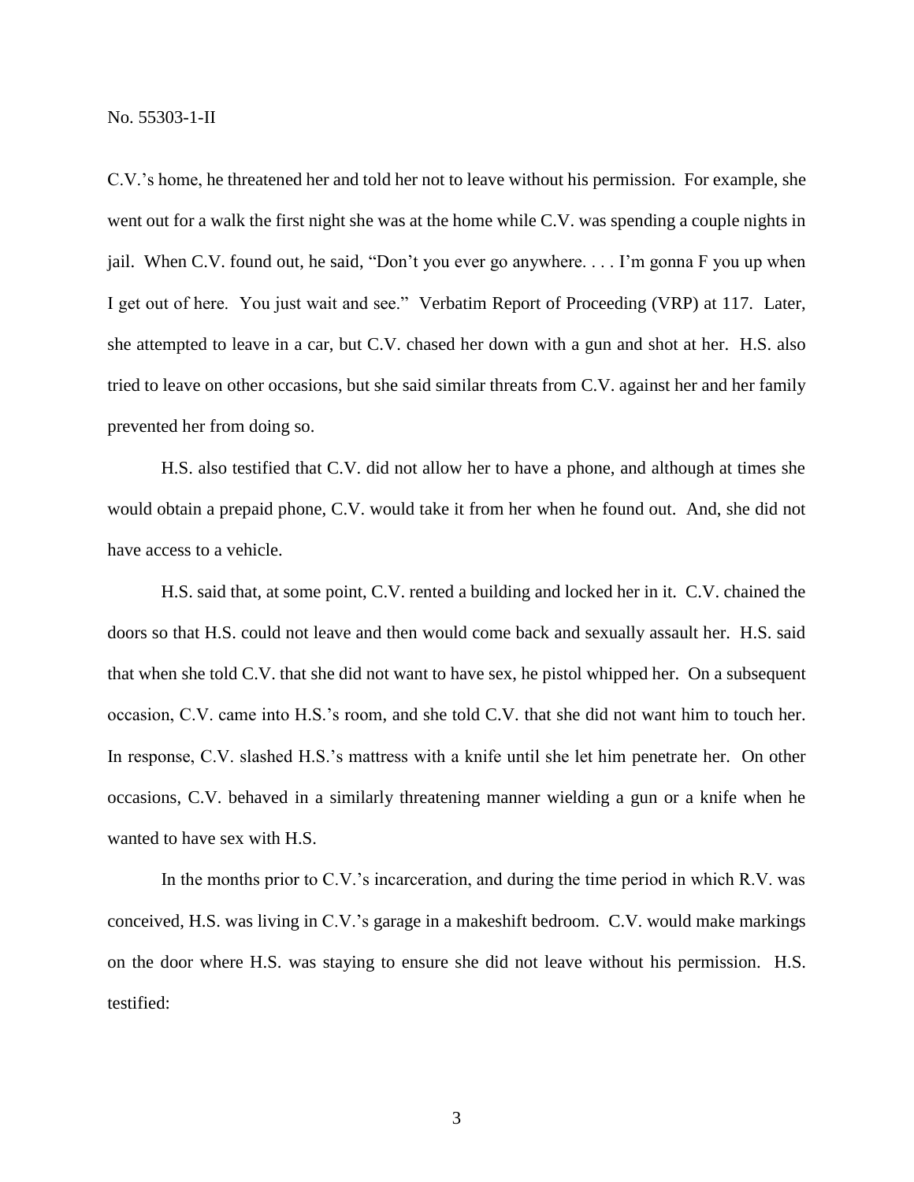C.V.'s home, he threatened her and told her not to leave without his permission. For example, she went out for a walk the first night she was at the home while C.V. was spending a couple nights in jail. When C.V. found out, he said, "Don't you ever go anywhere. . . . I'm gonna F you up when I get out of here. You just wait and see." Verbatim Report of Proceeding (VRP) at 117. Later, she attempted to leave in a car, but C.V. chased her down with a gun and shot at her. H.S. also tried to leave on other occasions, but she said similar threats from C.V. against her and her family prevented her from doing so.

H.S. also testified that C.V. did not allow her to have a phone, and although at times she would obtain a prepaid phone, C.V. would take it from her when he found out. And, she did not have access to a vehicle.

H.S. said that, at some point, C.V. rented a building and locked her in it. C.V. chained the doors so that H.S. could not leave and then would come back and sexually assault her. H.S. said that when she told C.V. that she did not want to have sex, he pistol whipped her. On a subsequent occasion, C.V. came into H.S.'s room, and she told C.V. that she did not want him to touch her. In response, C.V. slashed H.S.'s mattress with a knife until she let him penetrate her. On other occasions, C.V. behaved in a similarly threatening manner wielding a gun or a knife when he wanted to have sex with H.S.

In the months prior to C.V.'s incarceration, and during the time period in which R.V. was conceived, H.S. was living in C.V.'s garage in a makeshift bedroom. C.V. would make markings on the door where H.S. was staying to ensure she did not leave without his permission. H.S. testified: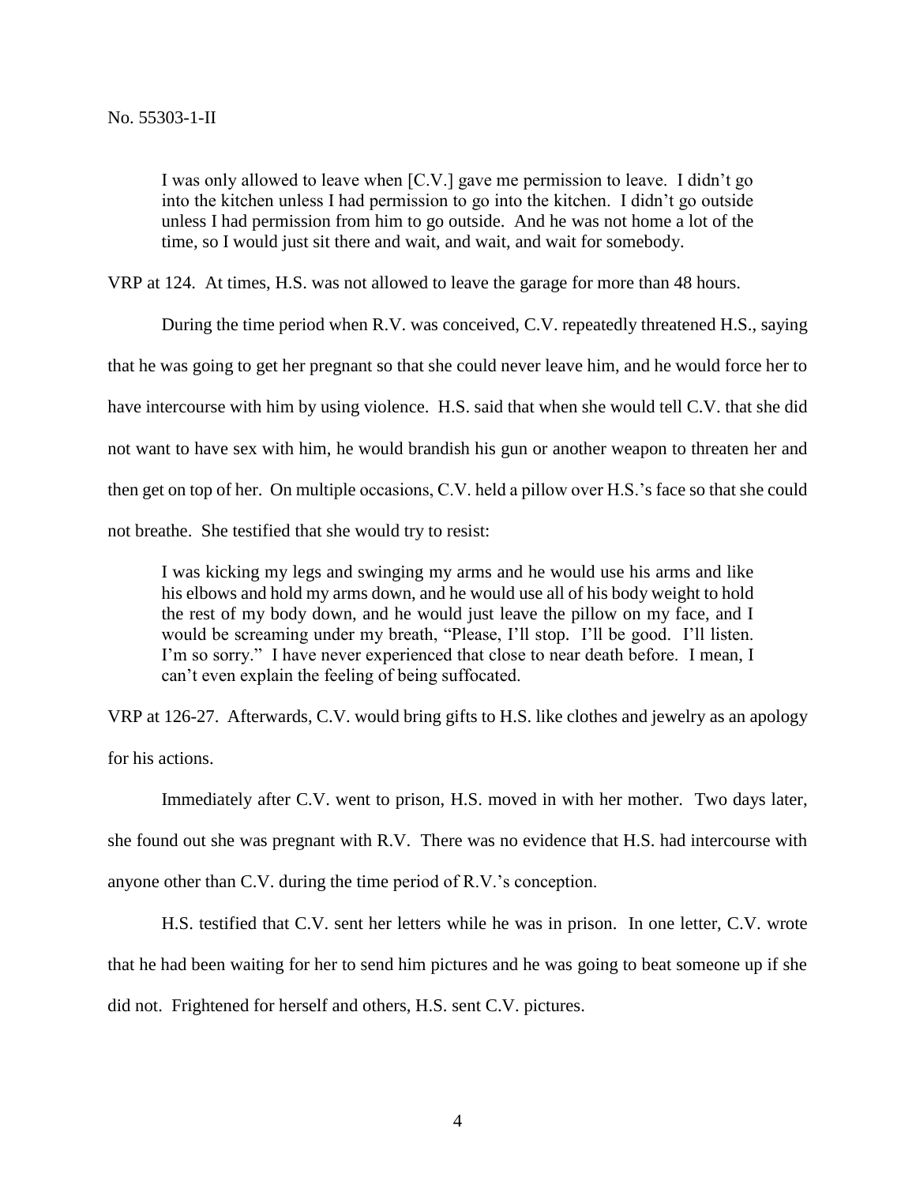> I was only allowed to leave when [C.V.] gave me permission to leave. I didn't go into the kitchen unless I had permission to go into the kitchen. I didn't go outside unless I had permission from him to go outside. And he was not home a lot of the time, so I would just sit there and wait, and wait, and wait for somebody.

VRP at 124. At times, H.S. was not allowed to leave the garage for more than 48 hours.

During the time period when R.V. was conceived, C.V. repeatedly threatened H.S., saying that he was going to get her pregnant so that she could never leave him, and he would force her to have intercourse with him by using violence. H.S. said that when she would tell C.V. that she did not want to have sex with him, he would brandish his gun or another weapon to threaten her and then get on top of her. On multiple occasions, C.V. held a pillow over H.S.'s face so that she could not breathe. She testified that she would try to resist:

> I was kicking my legs and swinging my arms and he would use his arms and like his elbows and hold my arms down, and he would use all of his body weight to hold the rest of my body down, and he would just leave the pillow on my face, and I would be screaming under my breath, "Please, I'll stop. I'll be good. I'll listen. I'm so sorry." I have never experienced that close to near death before. I mean, I can't even explain the feeling of being suffocated.

VRP at 126-27. Afterwards, C.V. would bring gifts to H.S. like clothes and jewelry as an apology for his actions.

Immediately after C.V. went to prison, H.S. moved in with her mother. Two days later, she found out she was pregnant with R.V. There was no evidence that H.S. had intercourse with anyone other than C.V. during the time period of R.V.'s conception.

H.S. testified that C.V. sent her letters while he was in prison. In one letter, C.V. wrote that he had been waiting for her to send him pictures and he was going to beat someone up if she did not. Frightened for herself and others, H.S. sent C.V. pictures.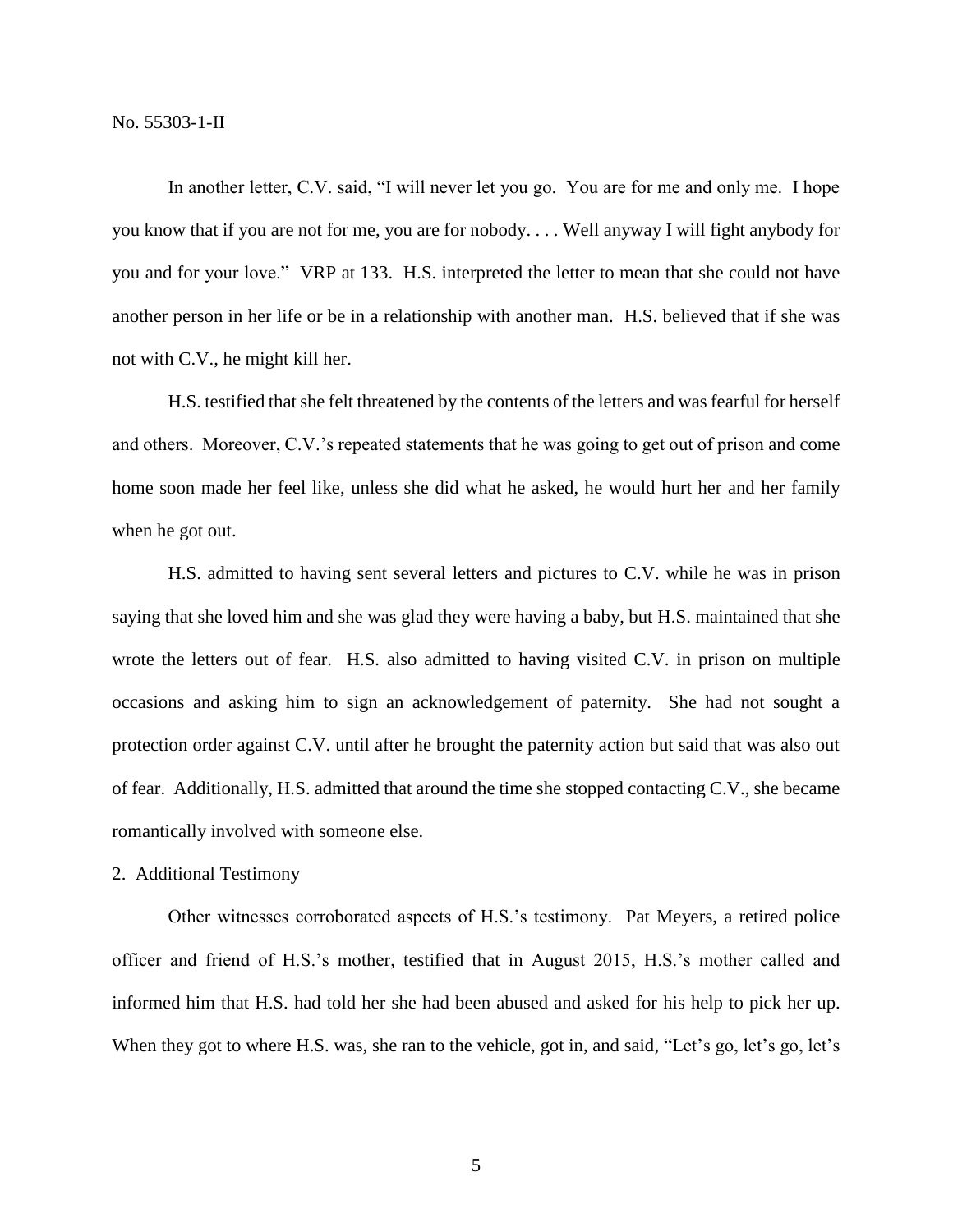In another letter, C.V. said, "I will never let you go. You are for me and only me. I hope you know that if you are not for me, you are for nobody. . . . Well anyway I will fight anybody for you and for your love." VRP at 133. H.S. interpreted the letter to mean that she could not have another person in her life or be in a relationship with another man. H.S. believed that if she was not with C.V., he might kill her.

H.S. testified that she felt threatened by the contents of the letters and was fearful for herself and others. Moreover, C.V.'s repeated statements that he was going to get out of prison and come home soon made her feel like, unless she did what he asked, he would hurt her and her family when he got out.

H.S. admitted to having sent several letters and pictures to C.V. while he was in prison saying that she loved him and she was glad they were having a baby, but H.S. maintained that she wrote the letters out of fear. H.S. also admitted to having visited C.V. in prison on multiple occasions and asking him to sign an acknowledgement of paternity. She had not sought a protection order against C.V. until after he brought the paternity action but said that was also out of fear. Additionally, H.S. admitted that around the time she stopped contacting C.V., she became romantically involved with someone else.

2. Additional Testimony

Other witnesses corroborated aspects of H.S.'s testimony. Pat Meyers, a retired police officer and friend of H.S.'s mother, testified that in August 2015, H.S.'s mother called and informed him that H.S. had told her she had been abused and asked for his help to pick her up. When they got to where H.S. was, she ran to the vehicle, got in, and said, "Let's go, let's go, let's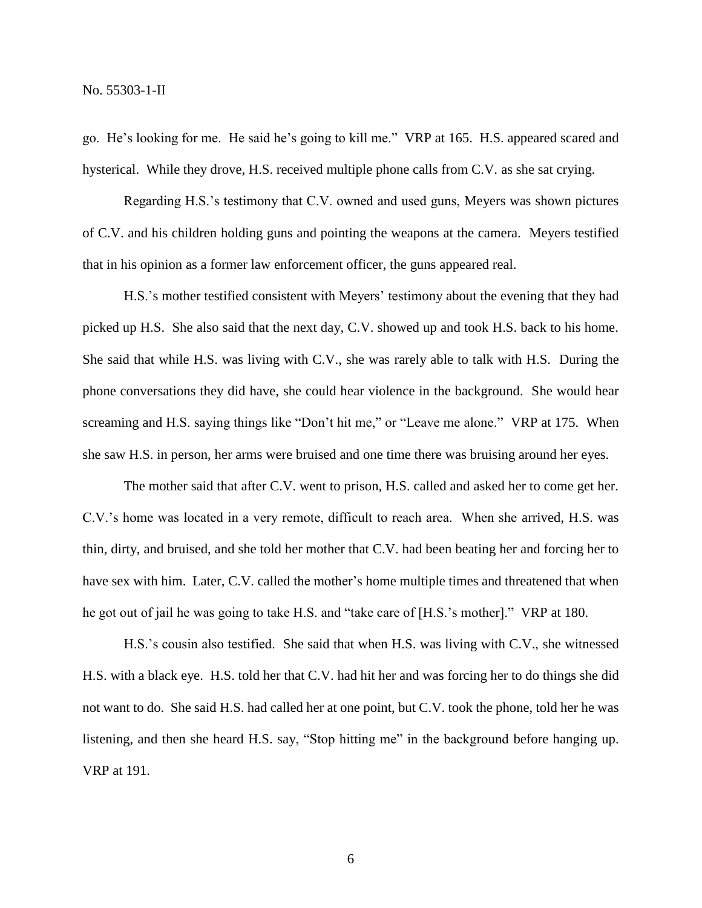go. He's looking for me. He said he's going to kill me." VRP at 165. H.S. appeared scared and hysterical. While they drove, H.S. received multiple phone calls from C.V. as she sat crying.

Regarding H.S.'s testimony that C.V. owned and used guns, Meyers was shown pictures of C.V. and his children holding guns and pointing the weapons at the camera. Meyers testified that in his opinion as a former law enforcement officer, the guns appeared real.

H.S.'s mother testified consistent with Meyers' testimony about the evening that they had picked up H.S. She also said that the next day, C.V. showed up and took H.S. back to his home. She said that while H.S. was living with C.V., she was rarely able to talk with H.S. During the phone conversations they did have, she could hear violence in the background. She would hear screaming and H.S. saying things like "Don't hit me," or "Leave me alone." VRP at 175. When she saw H.S. in person, her arms were bruised and one time there was bruising around her eyes.

The mother said that after C.V. went to prison, H.S. called and asked her to come get her. C.V.'s home was located in a very remote, difficult to reach area. When she arrived, H.S. was thin, dirty, and bruised, and she told her mother that C.V. had been beating her and forcing her to have sex with him. Later, C.V. called the mother's home multiple times and threatened that when he got out of jail he was going to take H.S. and "take care of [H.S.'s mother]." VRP at 180.

H.S.'s cousin also testified. She said that when H.S. was living with C.V., she witnessed H.S. with a black eye. H.S. told her that C.V. had hit her and was forcing her to do things she did not want to do. She said H.S. had called her at one point, but C.V. took the phone, told her he was listening, and then she heard H.S. say, "Stop hitting me" in the background before hanging up. VRP at 191.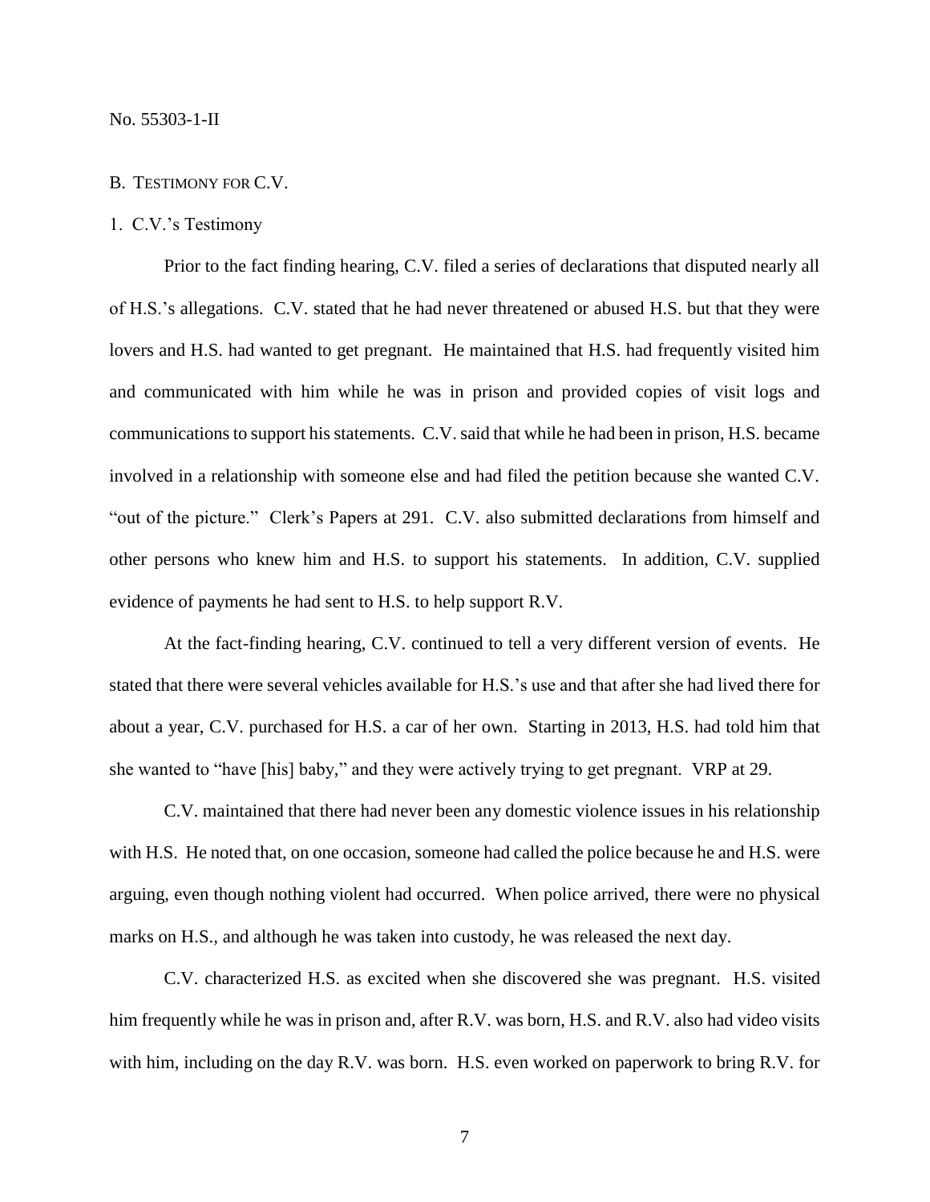### B. Testimony for C.V.

#### 1. C.V.'s Testimony

Prior to the fact finding hearing, C.V. filed a series of declarations that disputed nearly all of H.S.'s allegations. C.V. stated that he had never threatened or abused H.S. but that they were lovers and H.S. had wanted to get pregnant. He maintained that H.S. had frequently visited him and communicated with him while he was in prison and provided copies of visit logs and communications to support his statements. C.V. said that while he had been in prison, H.S. became involved in a relationship with someone else and had filed the petition because she wanted C.V. "out of the picture." Clerk's Papers at 291. C.V. also submitted declarations from himself and other persons who knew him and H.S. to support his statements. In addition, C.V. supplied evidence of payments he had sent to H.S. to help support R.V.

At the fact-finding hearing, C.V. continued to tell a very different version of events. He stated that there were several vehicles available for H.S.'s use and that after she had lived there for about a year, C.V. purchased for H.S. a car of her own. Starting in 2013, H.S. had told him that she wanted to "have [his] baby," and they were actively trying to get pregnant. VRP at 29.

C.V. maintained that there had never been any domestic violence issues in his relationship with H.S. He noted that, on one occasion, someone had called the police because he and H.S. were arguing, even though nothing violent had occurred. When police arrived, there were no physical marks on H.S., and although he was taken into custody, he was released the next day.

C.V. characterized H.S. as excited when she discovered she was pregnant. H.S. visited him frequently while he was in prison and, after R.V. was born, H.S. and R.V. also had video visits with him, including on the day R.V. was born. H.S. even worked on paperwork to bring R.V. for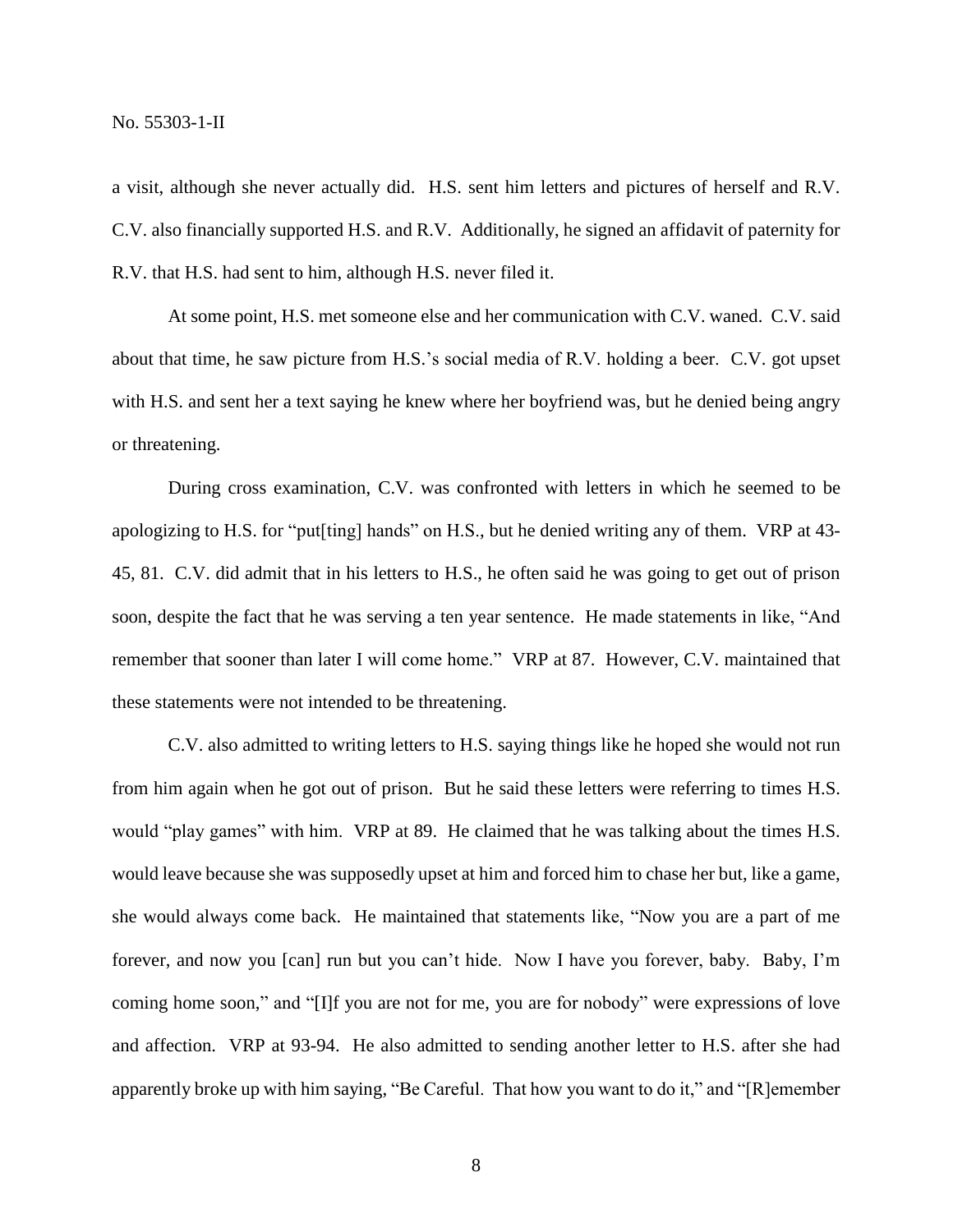a visit, although she never actually did. H.S. sent him letters and pictures of herself and R.V. C.V. also financially supported H.S. and R.V. Additionally, he signed an affidavit of paternity for R.V. that H.S. had sent to him, although H.S. never filed it.

At some point, H.S. met someone else and her communication with C.V. waned. C.V. said about that time, he saw picture from H.S.'s social media of R.V. holding a beer. C.V. got upset with H.S. and sent her a text saying he knew where her boyfriend was, but he denied being angry or threatening.

During cross examination, C.V. was confronted with letters in which he seemed to be apologizing to H.S. for "put[ting] hands" on H.S., but he denied writing any of them. VRP at 43-45, 81. C.V. did admit that in his letters to H.S., he often said he was going to get out of prison soon, despite the fact that he was serving a ten year sentence. He made statements in like, "And remember that sooner than later I will come home." VRP at 87. However, C.V. maintained that these statements were not intended to be threatening.

C.V. also admitted to writing letters to H.S. saying things like he hoped she would not run from him again when he got out of prison. But he said these letters were referring to times H.S. would "play games" with him. VRP at 89. He claimed that he was talking about the times H.S. would leave because she was supposedly upset at him and forced him to chase her but, like a game, she would always come back. He maintained that statements like, "Now you are a part of me forever, and now you [can] run but you can't hide. Now I have you forever, baby. Baby, I'm coming home soon," and "[I]f you are not for me, you are for nobody" were expressions of love and affection. VRP at 93-94. He also admitted to sending another letter to H.S. after she had apparently broke up with him saying, "Be Careful. That how you want to do it," and "[R]emember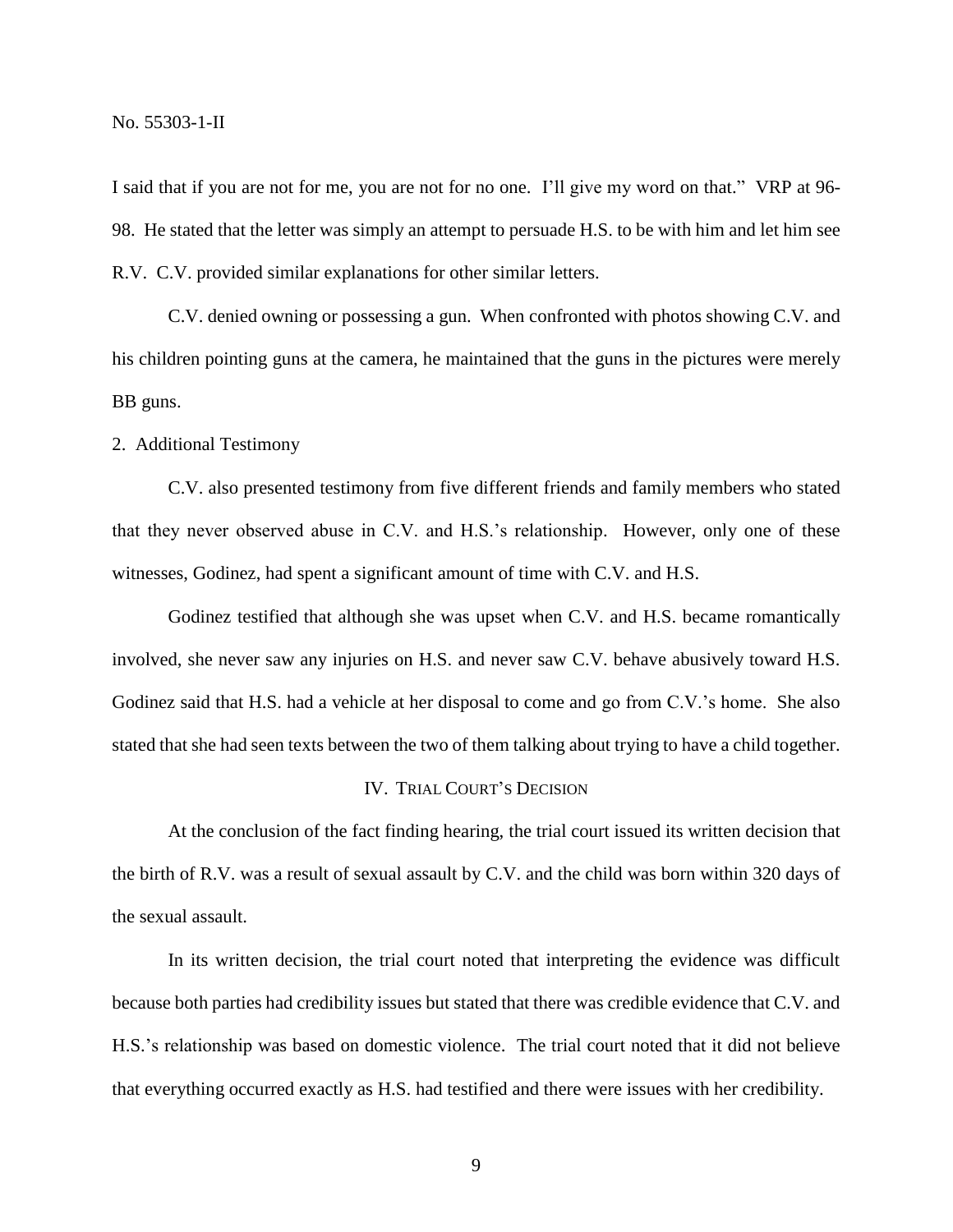I said that if you are not for me, you are not for no one. I'll give my word on that." VRP at 96-98. He stated that the letter was simply an attempt to persuade H.S. to be with him and let him see R.V. C.V. provided similar explanations for other similar letters.

C.V. denied owning or possessing a gun. When confronted with photos showing C.V. and his children pointing guns at the camera, he maintained that the guns in the pictures were merely BB guns.

2. Additional Testimony

C.V. also presented testimony from five different friends and family members who stated that they never observed abuse in C.V. and H.S.'s relationship. However, only one of these witnesses, Godinez, had spent a significant amount of time with C.V. and H.S.

Godinez testified that although she was upset when C.V. and H.S. became romantically involved, she never saw any injuries on H.S. and never saw C.V. behave abusively toward H.S. Godinez said that H.S. had a vehicle at her disposal to come and go from C.V.'s home. She also stated that she had seen texts between the two of them talking about trying to have a child together.

## IV. Trial Court's Decision

At the conclusion of the fact finding hearing, the trial court issued its written decision that the birth of R.V. was a result of sexual assault by C.V. and the child was born within 320 days of the sexual assault.

In its written decision, the trial court noted that interpreting the evidence was difficult because both parties had credibility issues but stated that there was credible evidence that C.V. and H.S.'s relationship was based on domestic violence. The trial court noted that it did not believe that everything occurred exactly as H.S. had testified and there were issues with her credibility.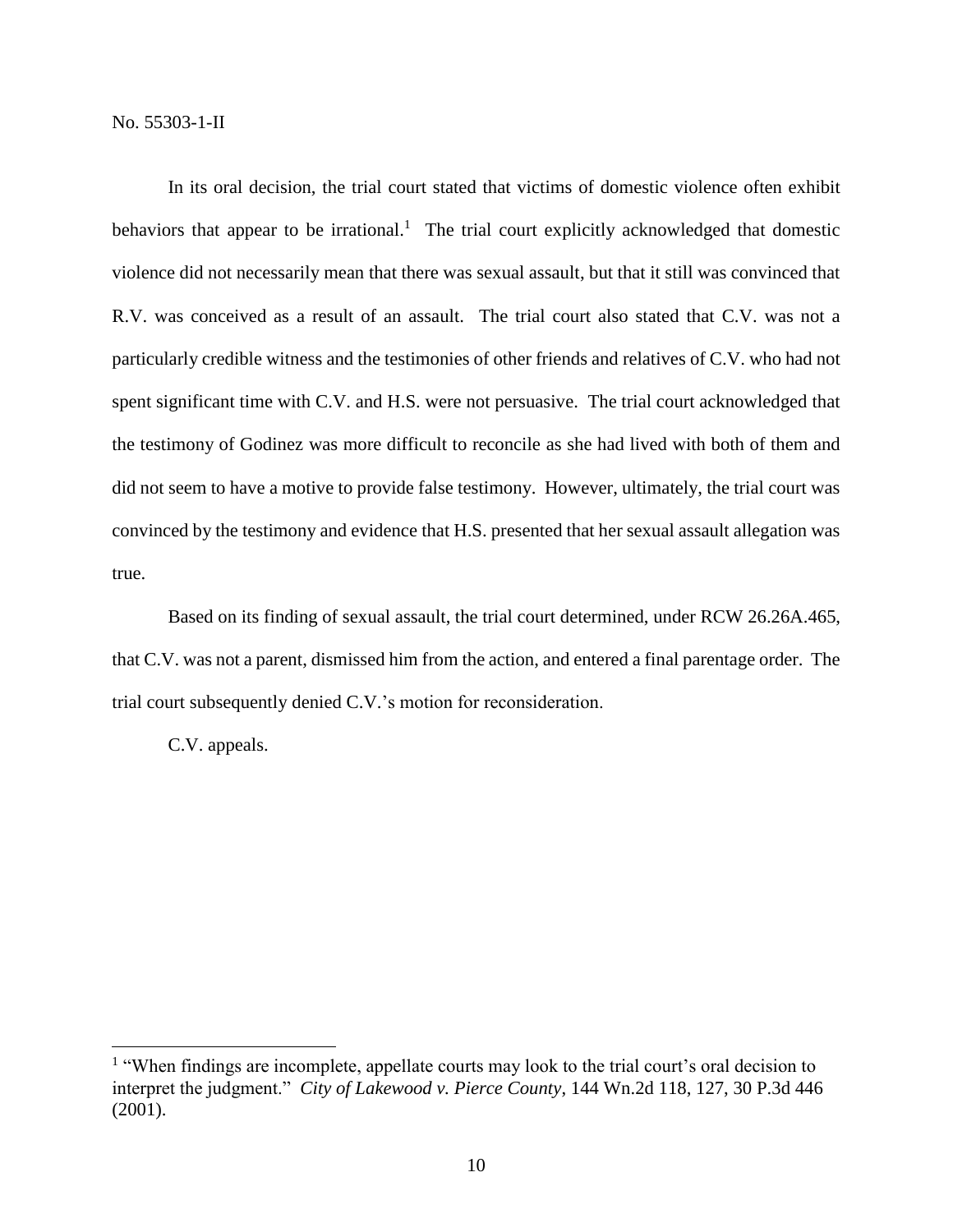In its oral decision, the trial court stated that victims of domestic violence often exhibit behaviors that appear to be irrational.[1] The trial court explicitly acknowledged that domestic violence did not necessarily mean that there was sexual assault, but that it still was convinced that R.V. was conceived as a result of an assault. The trial court also stated that C.V. was not a particularly credible witness and the testimonies of other friends and relatives of C.V. who had not spent significant time with C.V. and H.S. were not persuasive. The trial court acknowledged that the testimony of Godinez was more difficult to reconcile as she had lived with both of them and did not seem to have a motive to provide false testimony. However, ultimately, the trial court was convinced by the testimony and evidence that H.S. presented that her sexual assault allegation was true.

Based on its finding of sexual assault, the trial court determined, under RCW 26.26A.465, that C.V. was not a parent, dismissed him from the action, and entered a final parentage order. The trial court subsequently denied C.V.'s motion for reconsideration.

C.V. appeals.

---

[1] "When findings are incomplete, appellate courts may look to the trial court's oral decision to interpret the judgment." *City of Lakewood v. Pierce County*, 144 Wn.2d 118, 127, 30 P.3d 446 (2001).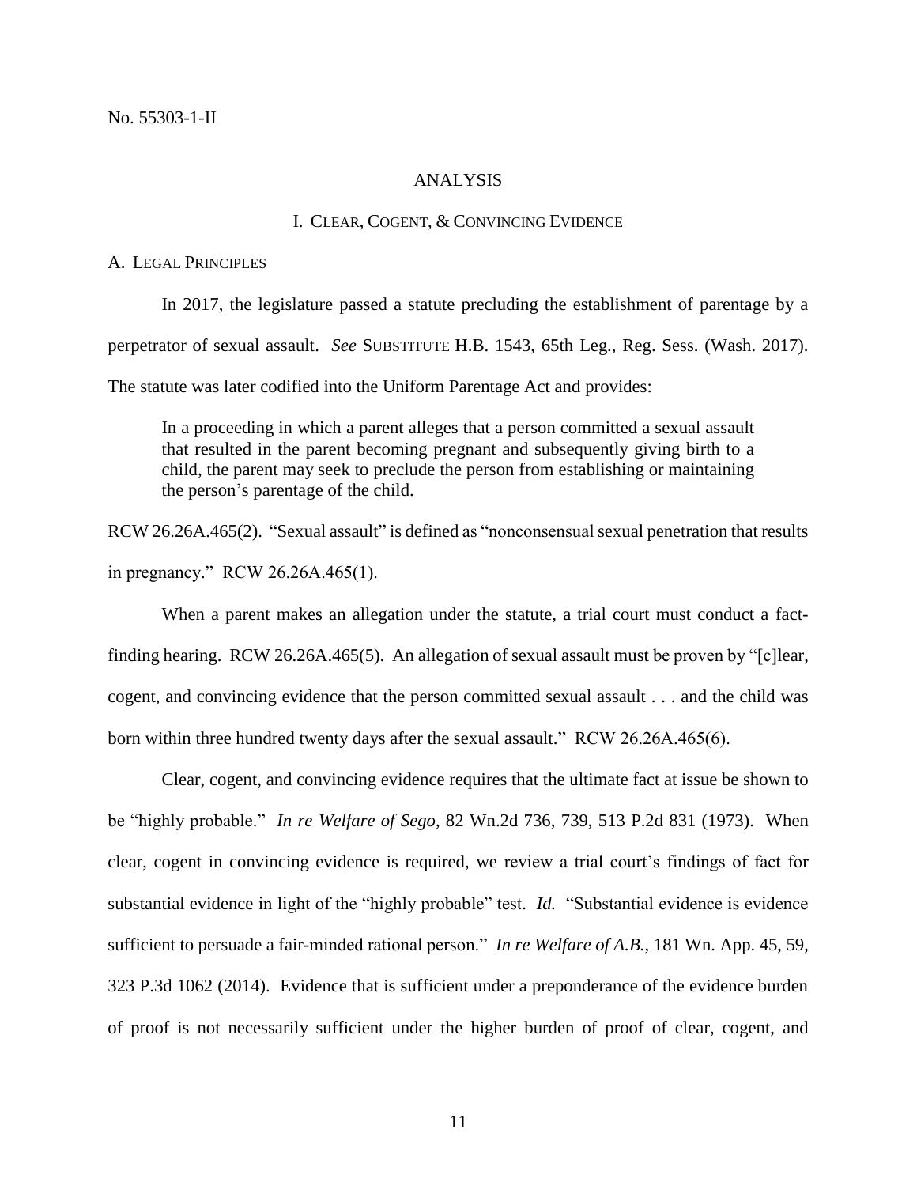No. 55303-1-II

## ANALYSIS

### I. CLEAR, COGENT, & CONVINCING EVIDENCE

A. LEGAL PRINCIPLES

In 2017, the legislature passed a statute precluding the establishment of parentage by a perpetrator of sexual assault. *See* SUBSTITUTE H.B. 1543, 65th Leg., Reg. Sess. (Wash. 2017). The statute was later codified into the Uniform Parentage Act and provides:

> In a proceeding in which a parent alleges that a person committed a sexual assault that resulted in the parent becoming pregnant and subsequently giving birth to a child, the parent may seek to preclude the person from establishing or maintaining the person's parentage of the child.

RCW 26.26A.465(2). "Sexual assault" is defined as "nonconsensual sexual penetration that results in pregnancy." RCW 26.26A.465(1).

When a parent makes an allegation under the statute, a trial court must conduct a fact-finding hearing. RCW 26.26A.465(5). An allegation of sexual assault must be proven by "[c]lear, cogent, and convincing evidence that the person committed sexual assault . . . and the child was born within three hundred twenty days after the sexual assault." RCW 26.26A.465(6).

Clear, cogent, and convincing evidence requires that the ultimate fact at issue be shown to be "highly probable." *In re Welfare of Sego*, 82 Wn.2d 736, 739, 513 P.2d 831 (1973). When clear, cogent in convincing evidence is required, we review a trial court's findings of fact for substantial evidence in light of the "highly probable" test. *Id.* "Substantial evidence is evidence sufficient to persuade a fair-minded rational person." *In re Welfare of A.B.*, 181 Wn. App. 45, 59, 323 P.3d 1062 (2014). Evidence that is sufficient under a preponderance of the evidence burden of proof is not necessarily sufficient under the higher burden of proof of clear, cogent, and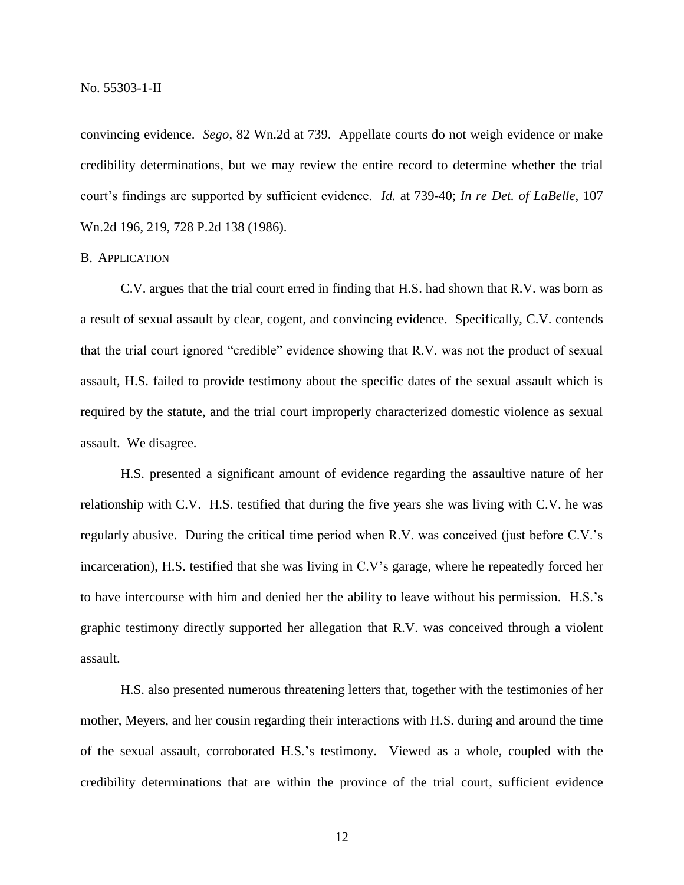convincing evidence. *Sego*, 82 Wn.2d at 739. Appellate courts do not weigh evidence or make credibility determinations, but we may review the entire record to determine whether the trial court's findings are supported by sufficient evidence. *Id.* at 739-40; *In re Det. of LaBelle*, 107 Wn.2d 196, 219, 728 P.2d 138 (1986).

### B. Application

C.V. argues that the trial court erred in finding that H.S. had shown that R.V. was born as a result of sexual assault by clear, cogent, and convincing evidence. Specifically, C.V. contends that the trial court ignored "credible" evidence showing that R.V. was not the product of sexual assault, H.S. failed to provide testimony about the specific dates of the sexual assault which is required by the statute, and the trial court improperly characterized domestic violence as sexual assault. We disagree.

H.S. presented a significant amount of evidence regarding the assaultive nature of her relationship with C.V. H.S. testified that during the five years she was living with C.V. he was regularly abusive. During the critical time period when R.V. was conceived (just before C.V.'s incarceration), H.S. testified that she was living in C.V's garage, where he repeatedly forced her to have intercourse with him and denied her the ability to leave without his permission. H.S.'s graphic testimony directly supported her allegation that R.V. was conceived through a violent assault.

H.S. also presented numerous threatening letters that, together with the testimonies of her mother, Meyers, and her cousin regarding their interactions with H.S. during and around the time of the sexual assault, corroborated H.S.'s testimony. Viewed as a whole, coupled with the credibility determinations that are within the province of the trial court, sufficient evidence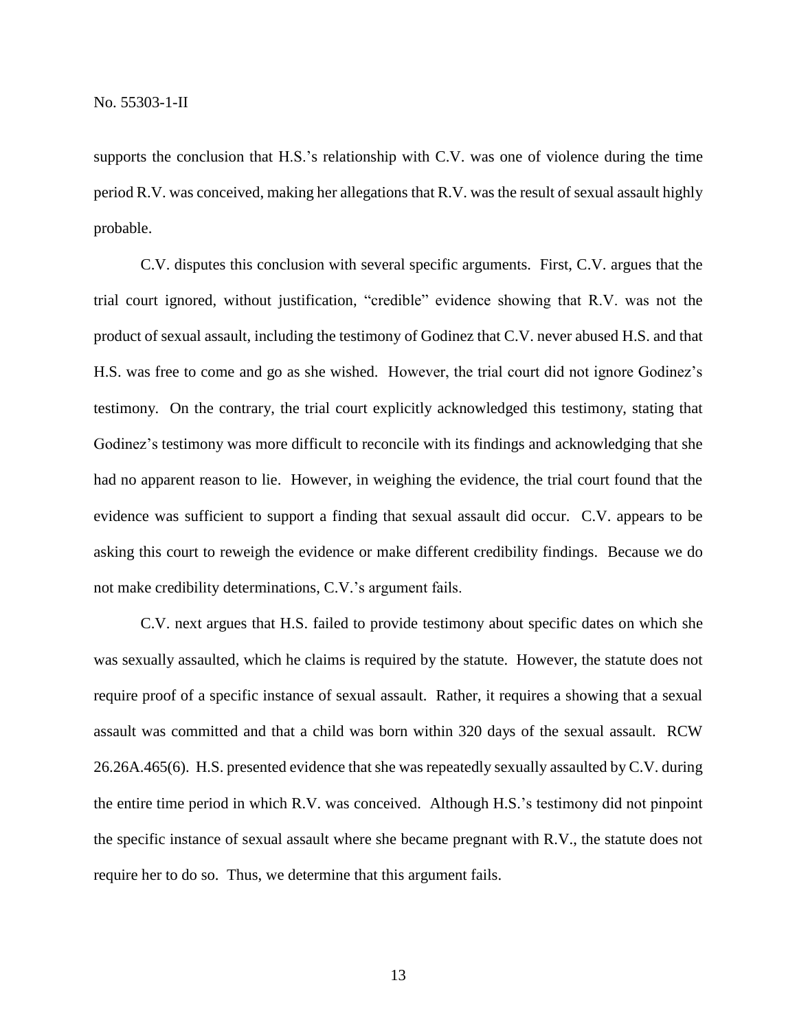supports the conclusion that H.S.'s relationship with C.V. was one of violence during the time period R.V. was conceived, making her allegations that R.V. was the result of sexual assault highly probable.

C.V. disputes this conclusion with several specific arguments. First, C.V. argues that the trial court ignored, without justification, "credible" evidence showing that R.V. was not the product of sexual assault, including the testimony of Godinez that C.V. never abused H.S. and that H.S. was free to come and go as she wished. However, the trial court did not ignore Godinez's testimony. On the contrary, the trial court explicitly acknowledged this testimony, stating that Godinez's testimony was more difficult to reconcile with its findings and acknowledging that she had no apparent reason to lie. However, in weighing the evidence, the trial court found that the evidence was sufficient to support a finding that sexual assault did occur. C.V. appears to be asking this court to reweigh the evidence or make different credibility findings. Because we do not make credibility determinations, C.V.'s argument fails.

C.V. next argues that H.S. failed to provide testimony about specific dates on which she was sexually assaulted, which he claims is required by the statute. However, the statute does not require proof of a specific instance of sexual assault. Rather, it requires a showing that a sexual assault was committed and that a child was born within 320 days of the sexual assault. RCW 26.26A.465(6). H.S. presented evidence that she was repeatedly sexually assaulted by C.V. during the entire time period in which R.V. was conceived. Although H.S.'s testimony did not pinpoint the specific instance of sexual assault where she became pregnant with R.V., the statute does not require her to do so. Thus, we determine that this argument fails.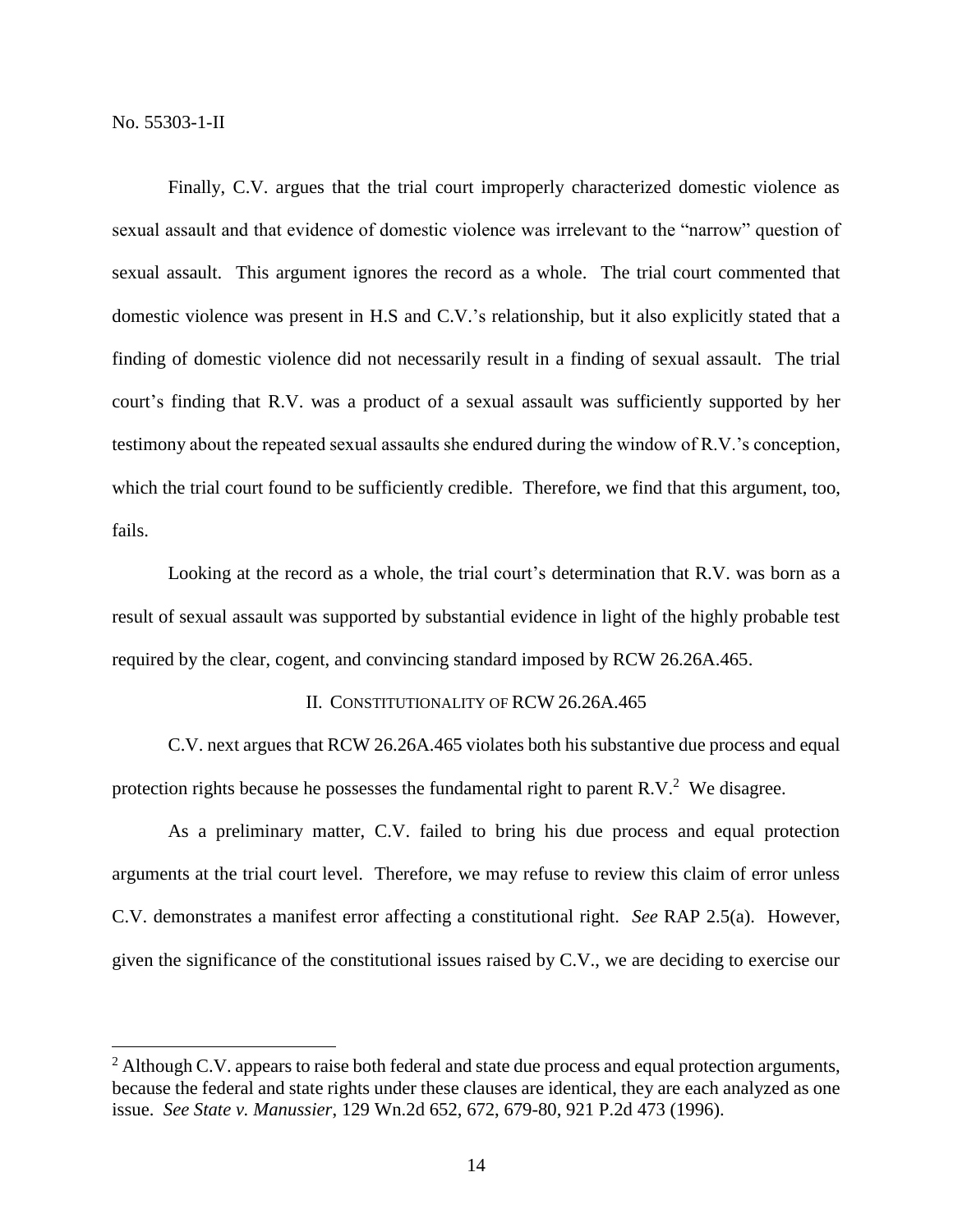Finally, C.V. argues that the trial court improperly characterized domestic violence as sexual assault and that evidence of domestic violence was irrelevant to the "narrow" question of sexual assault. This argument ignores the record as a whole. The trial court commented that domestic violence was present in H.S and C.V.'s relationship, but it also explicitly stated that a finding of domestic violence did not necessarily result in a finding of sexual assault. The trial court's finding that R.V. was a product of a sexual assault was sufficiently supported by her testimony about the repeated sexual assaults she endured during the window of R.V.'s conception, which the trial court found to be sufficiently credible. Therefore, we find that this argument, too, fails.

Looking at the record as a whole, the trial court's determination that R.V. was born as a result of sexual assault was supported by substantial evidence in light of the highly probable test required by the clear, cogent, and convincing standard imposed by RCW 26.26A.465.

## II. CONSTITUTIONALITY OF RCW 26.26A.465

C.V. next argues that RCW 26.26A.465 violates both his substantive due process and equal protection rights because he possesses the fundamental right to parent R.V.[2] We disagree.

As a preliminary matter, C.V. failed to bring his due process and equal protection arguments at the trial court level. Therefore, we may refuse to review this claim of error unless C.V. demonstrates a manifest error affecting a constitutional right. *See* RAP 2.5(a). However, given the significance of the constitutional issues raised by C.V., we are deciding to exercise our

[2] Although C.V. appears to raise both federal and state due process and equal protection arguments, because the federal and state rights under these clauses are identical, they are each analyzed as one issue. *See State v. Manussier*, 129 Wn.2d 652, 672, 679-80, 921 P.2d 473 (1996).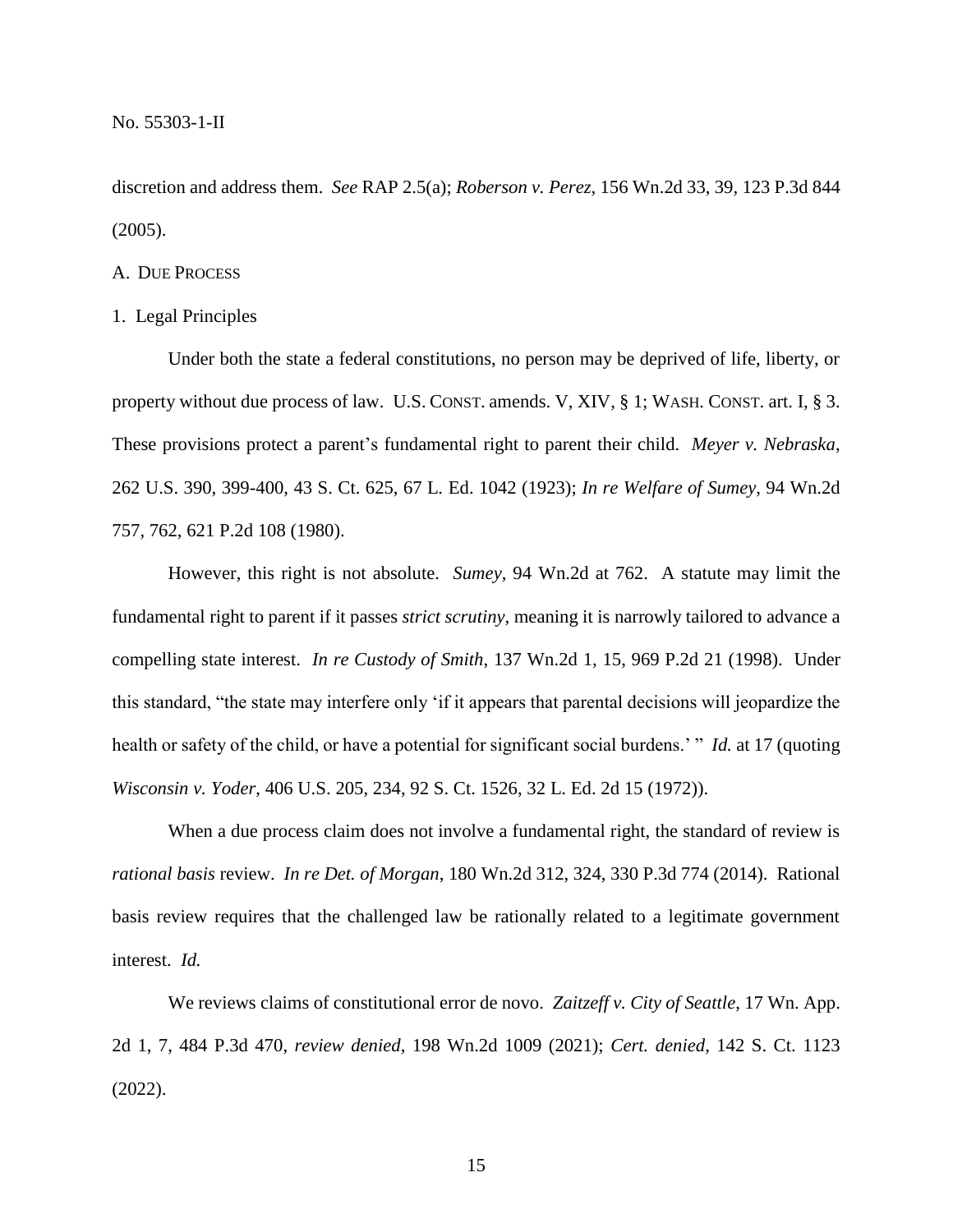discretion and address them. *See* RAP 2.5(a); *Roberson v. Perez*, 156 Wn.2d 33, 39, 123 P.3d 844 (2005).

A. DUE PROCESS

1. Legal Principles

Under both the state a federal constitutions, no person may be deprived of life, liberty, or property without due process of law. U.S. CONST. amends. V, XIV, § 1; WASH. CONST. art. I, § 3. These provisions protect a parent's fundamental right to parent their child. *Meyer v. Nebraska*, 262 U.S. 390, 399-400, 43 S. Ct. 625, 67 L. Ed. 1042 (1923); *In re Welfare of Sumey*, 94 Wn.2d 757, 762, 621 P.2d 108 (1980).

However, this right is not absolute. *Sumey*, 94 Wn.2d at 762. A statute may limit the fundamental right to parent if it passes *strict scrutiny*, meaning it is narrowly tailored to advance a compelling state interest. *In re Custody of Smith*, 137 Wn.2d 1, 15, 969 P.2d 21 (1998). Under this standard, "the state may interfere only 'if it appears that parental decisions will jeopardize the health or safety of the child, or have a potential for significant social burdens.' " *Id.* at 17 (quoting *Wisconsin v. Yoder*, 406 U.S. 205, 234, 92 S. Ct. 1526, 32 L. Ed. 2d 15 (1972)).

When a due process claim does not involve a fundamental right, the standard of review is *rational basis* review. *In re Det. of Morgan*, 180 Wn.2d 312, 324, 330 P.3d 774 (2014). Rational basis review requires that the challenged law be rationally related to a legitimate government interest. *Id.*

We reviews claims of constitutional error de novo. *Zaitzeff v. City of Seattle*, 17 Wn. App. 2d 1, 7, 484 P.3d 470, *review denied*, 198 Wn.2d 1009 (2021); *Cert. denied*, 142 S. Ct. 1123 (2022).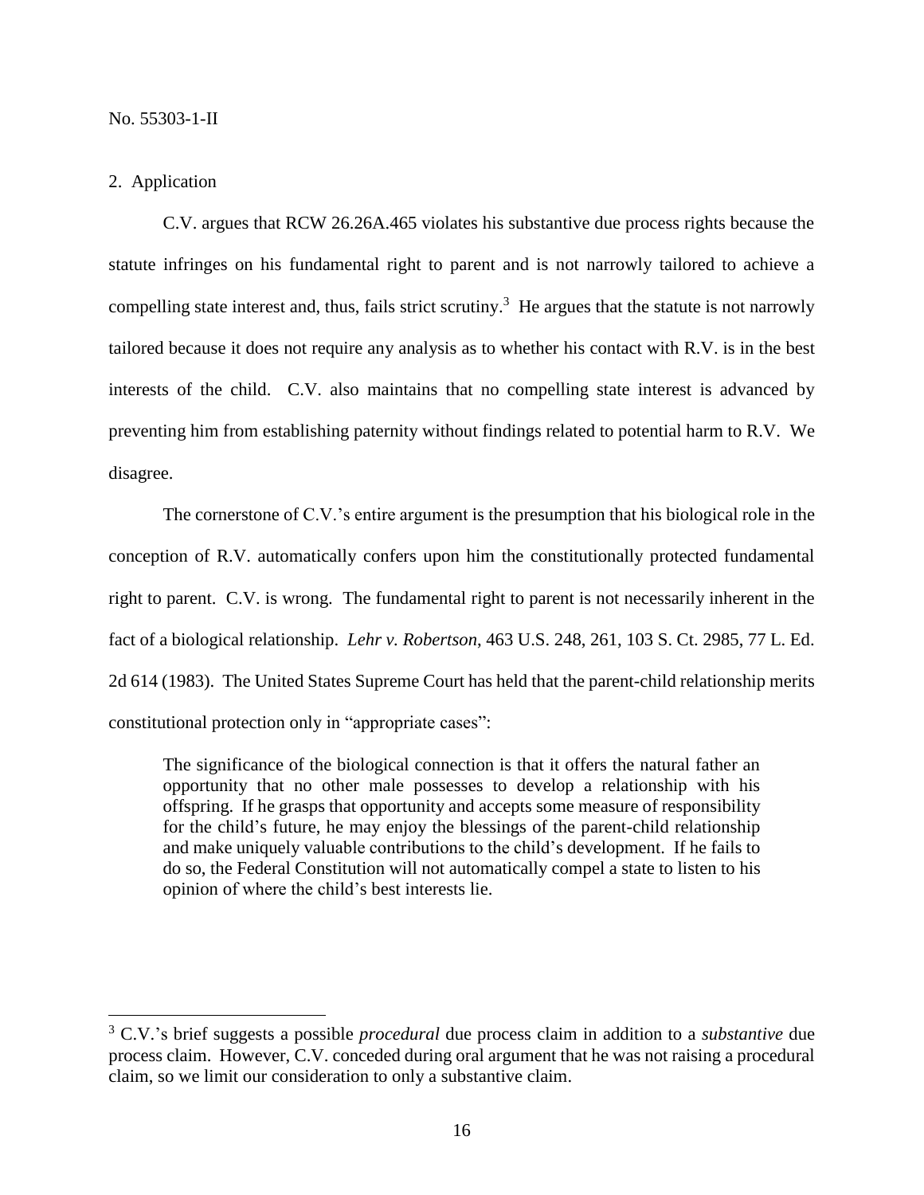2. Application

C.V. argues that RCW 26.26A.465 violates his substantive due process rights because the statute infringes on his fundamental right to parent and is not narrowly tailored to achieve a compelling state interest and, thus, fails strict scrutiny.[3] He argues that the statute is not narrowly tailored because it does not require any analysis as to whether his contact with R.V. is in the best interests of the child. C.V. also maintains that no compelling state interest is advanced by preventing him from establishing paternity without findings related to potential harm to R.V. We disagree.

The cornerstone of C.V.'s entire argument is the presumption that his biological role in the conception of R.V. automatically confers upon him the constitutionally protected fundamental right to parent. C.V. is wrong. The fundamental right to parent is not necessarily inherent in the fact of a biological relationship. *Lehr v. Robertson*, 463 U.S. 248, 261, 103 S. Ct. 2985, 77 L. Ed. 2d 614 (1983). The United States Supreme Court has held that the parent-child relationship merits constitutional protection only in "appropriate cases":

> The significance of the biological connection is that it offers the natural father an opportunity that no other male possesses to develop a relationship with his offspring. If he grasps that opportunity and accepts some measure of responsibility for the child's future, he may enjoy the blessings of the parent-child relationship and make uniquely valuable contributions to the child's development. If he fails to do so, the Federal Constitution will not automatically compel a state to listen to his opinion of where the child's best interests lie.

---

[3] C.V.'s brief suggests a possible *procedural* due process claim in addition to a *substantive* due process claim. However, C.V. conceded during oral argument that he was not raising a procedural claim, so we limit our consideration to only a substantive claim.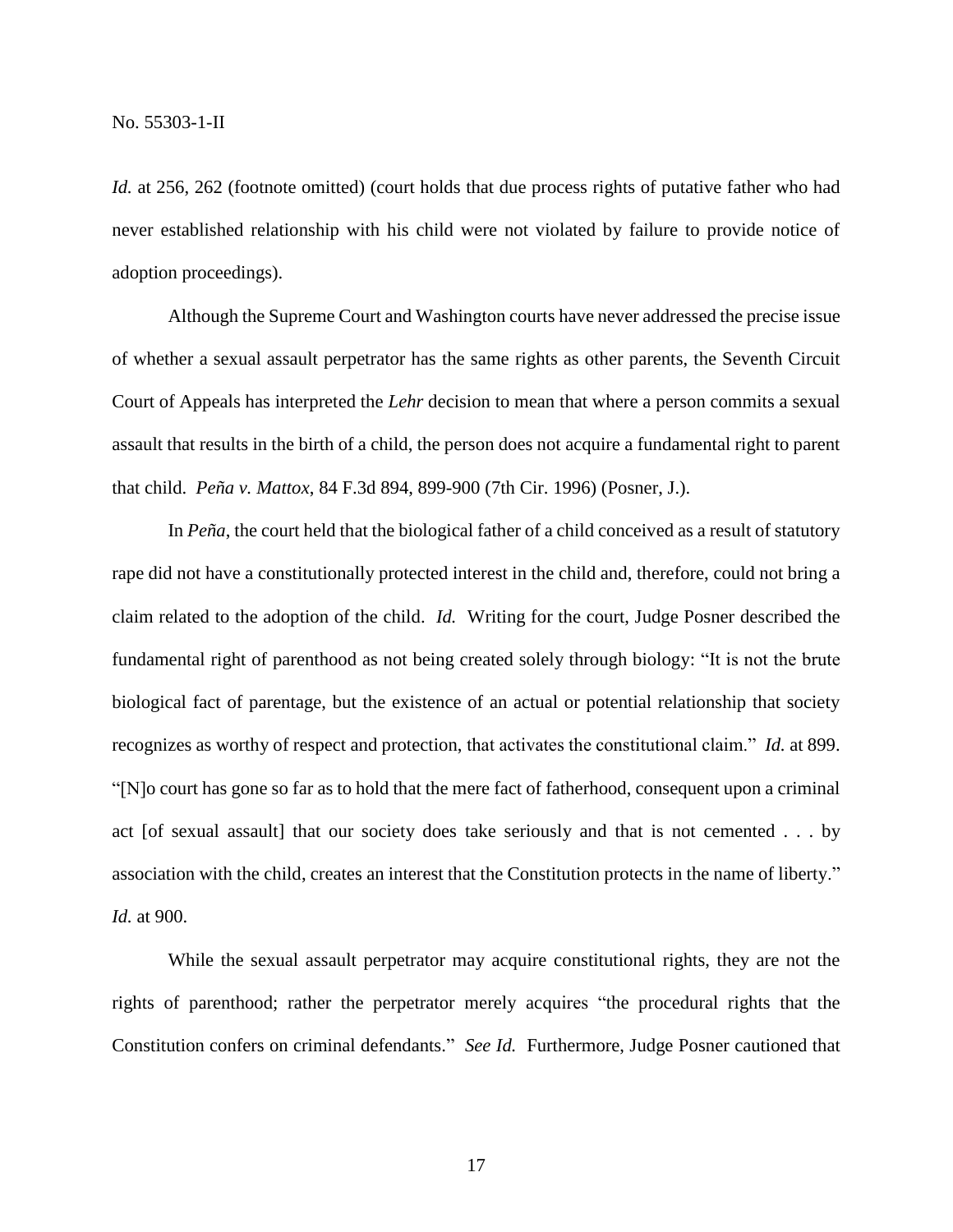*Id.* at 256, 262 (footnote omitted) (court holds that due process rights of putative father who had never established relationship with his child were not violated by failure to provide notice of adoption proceedings).

Although the Supreme Court and Washington courts have never addressed the precise issue of whether a sexual assault perpetrator has the same rights as other parents, the Seventh Circuit Court of Appeals has interpreted the *Lehr* decision to mean that where a person commits a sexual assault that results in the birth of a child, the person does not acquire a fundamental right to parent that child. *Peña v. Mattox*, 84 F.3d 894, 899-900 (7th Cir. 1996) (Posner, J.).

In *Peña*, the court held that the biological father of a child conceived as a result of statutory rape did not have a constitutionally protected interest in the child and, therefore, could not bring a claim related to the adoption of the child. *Id.* Writing for the court, Judge Posner described the fundamental right of parenthood as not being created solely through biology: "It is not the brute biological fact of parentage, but the existence of an actual or potential relationship that society recognizes as worthy of respect and protection, that activates the constitutional claim." *Id.* at 899. "[N]o court has gone so far as to hold that the mere fact of fatherhood, consequent upon a criminal act [of sexual assault] that our society does take seriously and that is not cemented . . . by association with the child, creates an interest that the Constitution protects in the name of liberty." *Id.* at 900.

While the sexual assault perpetrator may acquire constitutional rights, they are not the rights of parenthood; rather the perpetrator merely acquires "the procedural rights that the Constitution confers on criminal defendants." *See Id.* Furthermore, Judge Posner cautioned that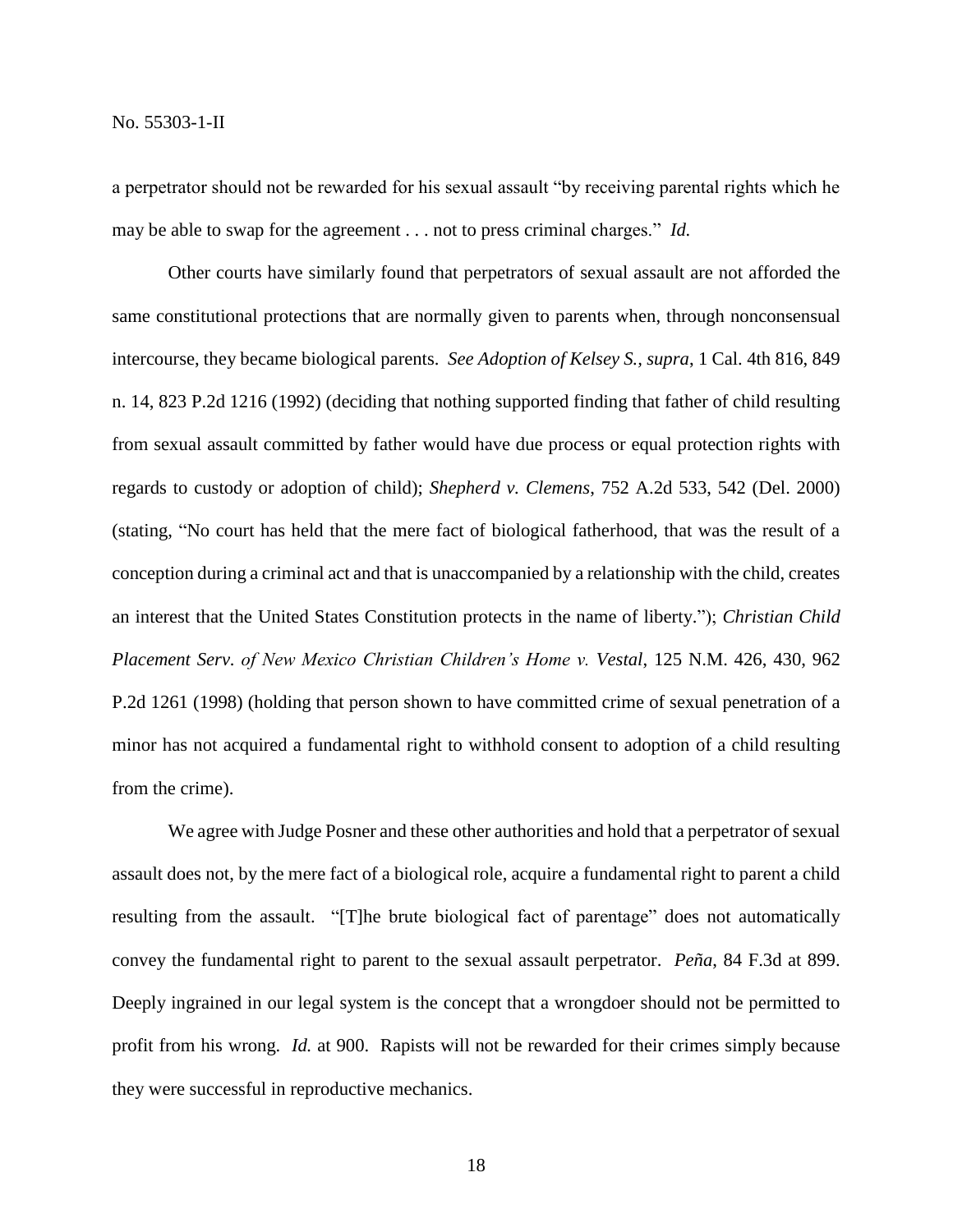a perpetrator should not be rewarded for his sexual assault "by receiving parental rights which he may be able to swap for the agreement . . . not to press criminal charges." *Id.*

Other courts have similarly found that perpetrators of sexual assault are not afforded the same constitutional protections that are normally given to parents when, through nonconsensual intercourse, they became biological parents. *See Adoption of Kelsey S.*, *supra*, 1 Cal. 4th 816, 849 n. 14, 823 P.2d 1216 (1992) (deciding that nothing supported finding that father of child resulting from sexual assault committed by father would have due process or equal protection rights with regards to custody or adoption of child); *Shepherd v. Clemens*, 752 A.2d 533, 542 (Del. 2000) (stating, "No court has held that the mere fact of biological fatherhood, that was the result of a conception during a criminal act and that is unaccompanied by a relationship with the child, creates an interest that the United States Constitution protects in the name of liberty."); *Christian Child Placement Serv. of New Mexico Christian Children's Home v. Vestal*, 125 N.M. 426, 430, 962 P.2d 1261 (1998) (holding that person shown to have committed crime of sexual penetration of a minor has not acquired a fundamental right to withhold consent to adoption of a child resulting from the crime).

We agree with Judge Posner and these other authorities and hold that a perpetrator of sexual assault does not, by the mere fact of a biological role, acquire a fundamental right to parent a child resulting from the assault. "[T]he brute biological fact of parentage" does not automatically convey the fundamental right to parent to the sexual assault perpetrator. *Peña*, 84 F.3d at 899. Deeply ingrained in our legal system is the concept that a wrongdoer should not be permitted to profit from his wrong. *Id.* at 900. Rapists will not be rewarded for their crimes simply because they were successful in reproductive mechanics.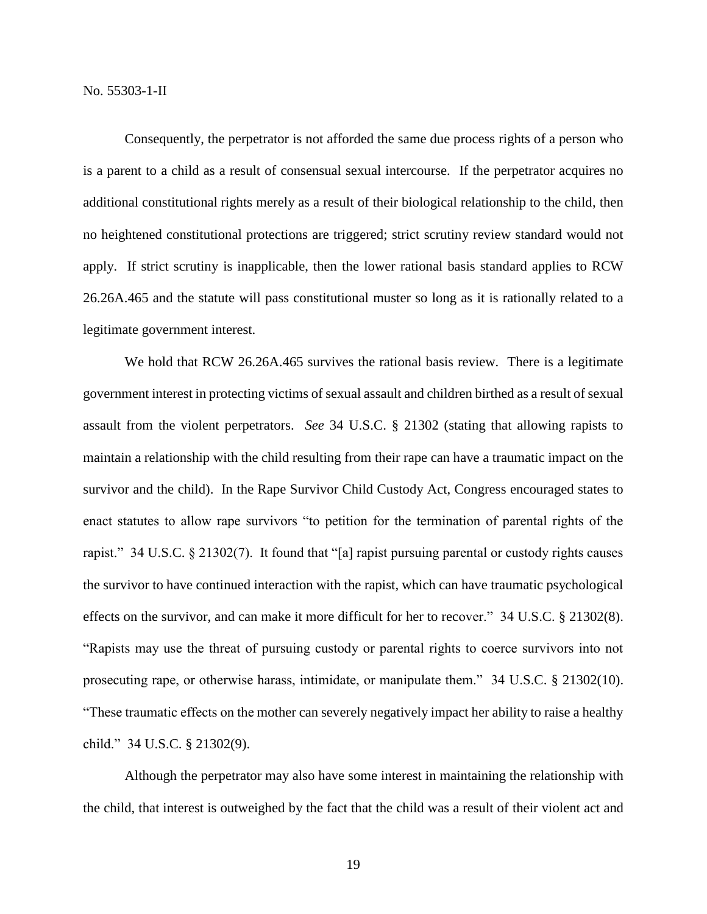Consequently, the perpetrator is not afforded the same due process rights of a person who is a parent to a child as a result of consensual sexual intercourse. If the perpetrator acquires no additional constitutional rights merely as a result of their biological relationship to the child, then no heightened constitutional protections are triggered; strict scrutiny review standard would not apply. If strict scrutiny is inapplicable, then the lower rational basis standard applies to RCW 26.26A.465 and the statute will pass constitutional muster so long as it is rationally related to a legitimate government interest.

We hold that RCW 26.26A.465 survives the rational basis review. There is a legitimate government interest in protecting victims of sexual assault and children birthed as a result of sexual assault from the violent perpetrators. *See* 34 U.S.C. § 21302 (stating that allowing rapists to maintain a relationship with the child resulting from their rape can have a traumatic impact on the survivor and the child). In the Rape Survivor Child Custody Act, Congress encouraged states to enact statutes to allow rape survivors "to petition for the termination of parental rights of the rapist." 34 U.S.C. § 21302(7). It found that "[a] rapist pursuing parental or custody rights causes the survivor to have continued interaction with the rapist, which can have traumatic psychological effects on the survivor, and can make it more difficult for her to recover." 34 U.S.C. § 21302(8). "Rapists may use the threat of pursuing custody or parental rights to coerce survivors into not prosecuting rape, or otherwise harass, intimidate, or manipulate them." 34 U.S.C. § 21302(10). "These traumatic effects on the mother can severely negatively impact her ability to raise a healthy child." 34 U.S.C. § 21302(9).

Although the perpetrator may also have some interest in maintaining the relationship with the child, that interest is outweighed by the fact that the child was a result of their violent act and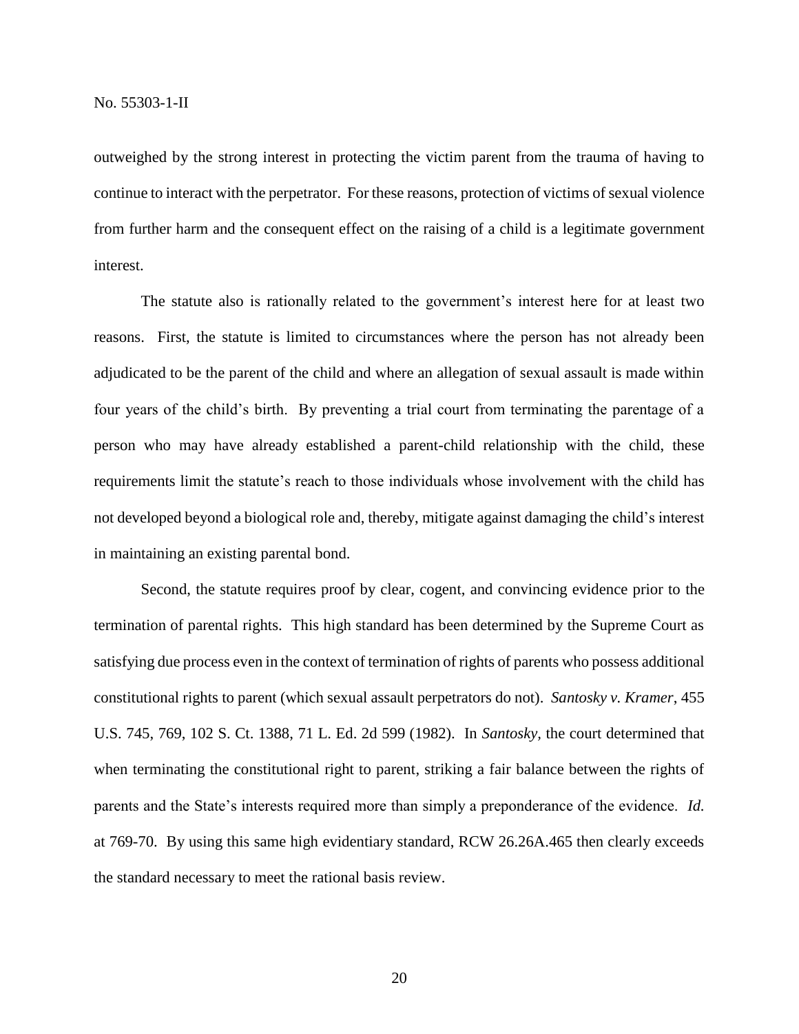outweighed by the strong interest in protecting the victim parent from the trauma of having to continue to interact with the perpetrator. For these reasons, protection of victims of sexual violence from further harm and the consequent effect on the raising of a child is a legitimate government interest.

The statute also is rationally related to the government's interest here for at least two reasons. First, the statute is limited to circumstances where the person has not already been adjudicated to be the parent of the child and where an allegation of sexual assault is made within four years of the child's birth. By preventing a trial court from terminating the parentage of a person who may have already established a parent-child relationship with the child, these requirements limit the statute's reach to those individuals whose involvement with the child has not developed beyond a biological role and, thereby, mitigate against damaging the child's interest in maintaining an existing parental bond.

Second, the statute requires proof by clear, cogent, and convincing evidence prior to the termination of parental rights. This high standard has been determined by the Supreme Court as satisfying due process even in the context of termination of rights of parents who possess additional constitutional rights to parent (which sexual assault perpetrators do not). *Santosky v. Kramer*, 455 U.S. 745, 769, 102 S. Ct. 1388, 71 L. Ed. 2d 599 (1982). In *Santosky*, the court determined that when terminating the constitutional right to parent, striking a fair balance between the rights of parents and the State's interests required more than simply a preponderance of the evidence. *Id.* at 769-70. By using this same high evidentiary standard, RCW 26.26A.465 then clearly exceeds the standard necessary to meet the rational basis review.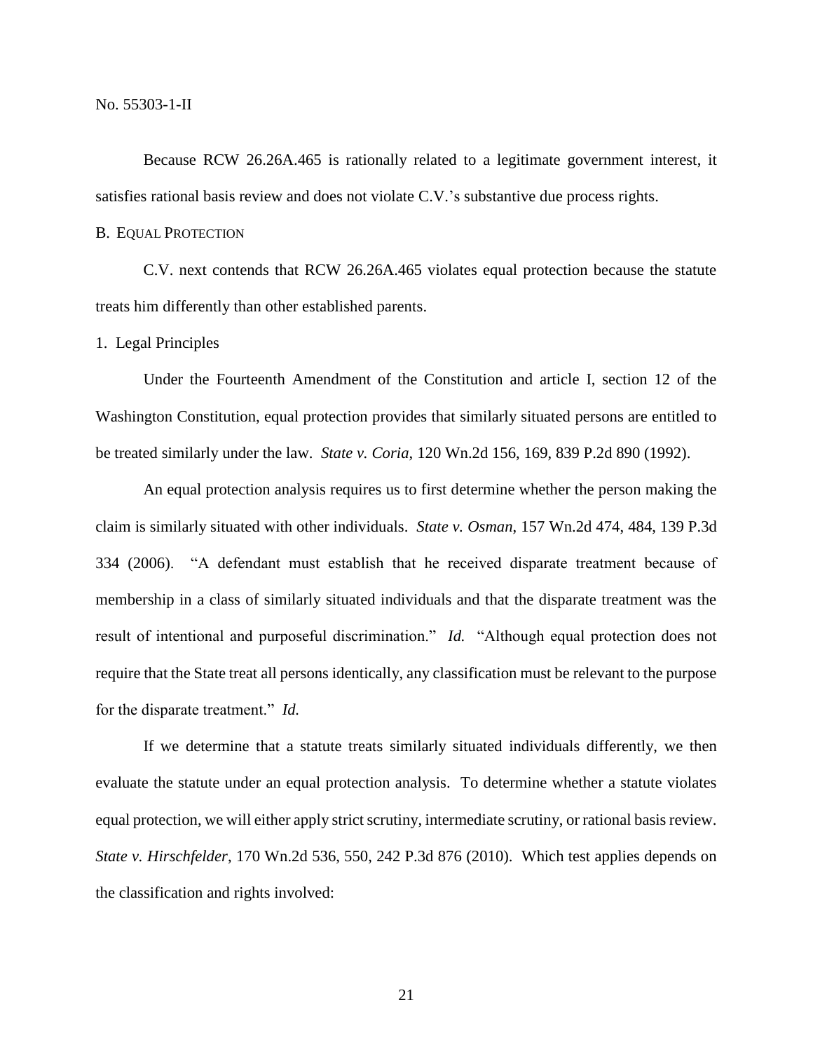Because RCW 26.26A.465 is rationally related to a legitimate government interest, it satisfies rational basis review and does not violate C.V.'s substantive due process rights.

## B. Equal Protection

C.V. next contends that RCW 26.26A.465 violates equal protection because the statute treats him differently than other established parents.

### 1. Legal Principles

Under the Fourteenth Amendment of the Constitution and article I, section 12 of the Washington Constitution, equal protection provides that similarly situated persons are entitled to be treated similarly under the law. *State v. Coria*, 120 Wn.2d 156, 169, 839 P.2d 890 (1992).

An equal protection analysis requires us to first determine whether the person making the claim is similarly situated with other individuals. *State v. Osman*, 157 Wn.2d 474, 484, 139 P.3d 334 (2006). "A defendant must establish that he received disparate treatment because of membership in a class of similarly situated individuals and that the disparate treatment was the result of intentional and purposeful discrimination." *Id.* "Although equal protection does not require that the State treat all persons identically, any classification must be relevant to the purpose for the disparate treatment." *Id.*

If we determine that a statute treats similarly situated individuals differently, we then evaluate the statute under an equal protection analysis. To determine whether a statute violates equal protection, we will either apply strict scrutiny, intermediate scrutiny, or rational basis review. *State v. Hirschfelder*, 170 Wn.2d 536, 550, 242 P.3d 876 (2010). Which test applies depends on the classification and rights involved: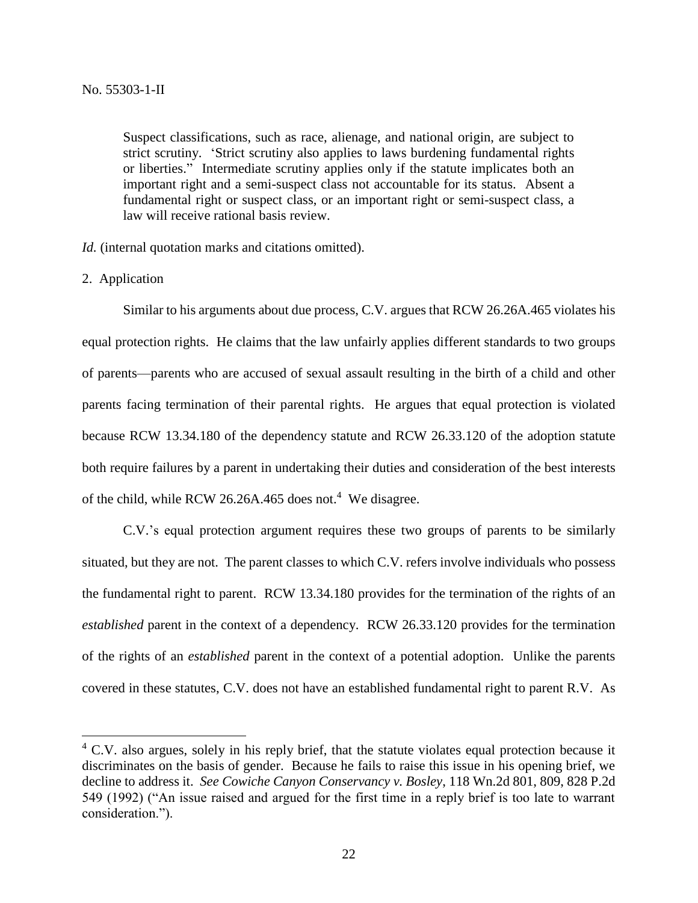> Suspect classifications, such as race, alienage, and national origin, are subject to strict scrutiny. 'Strict scrutiny also applies to laws burdening fundamental rights or liberties." Intermediate scrutiny applies only if the statute implicates both an important right and a semi-suspect class not accountable for its status. Absent a fundamental right or suspect class, or an important right or semi-suspect class, a law will receive rational basis review.

*Id.* (internal quotation marks and citations omitted).

2. Application

Similar to his arguments about due process, C.V. argues that RCW 26.26A.465 violates his equal protection rights. He claims that the law unfairly applies different standards to two groups of parents—parents who are accused of sexual assault resulting in the birth of a child and other parents facing termination of their parental rights. He argues that equal protection is violated because RCW 13.34.180 of the dependency statute and RCW 26.33.120 of the adoption statute both require failures by a parent in undertaking their duties and consideration of the best interests of the child, while RCW 26.26A.465 does not.[4] We disagree.

C.V.'s equal protection argument requires these two groups of parents to be similarly situated, but they are not. The parent classes to which C.V. refers involve individuals who possess the fundamental right to parent. RCW 13.34.180 provides for the termination of the rights of an *established* parent in the context of a dependency. RCW 26.33.120 provides for the termination of the rights of an *established* parent in the context of a potential adoption. Unlike the parents covered in these statutes, C.V. does not have an established fundamental right to parent R.V. As

[4] C.V. also argues, solely in his reply brief, that the statute violates equal protection because it discriminates on the basis of gender. Because he fails to raise this issue in his opening brief, we decline to address it. *See Cowiche Canyon Conservancy v. Bosley*, 118 Wn.2d 801, 809, 828 P.2d 549 (1992) ("An issue raised and argued for the first time in a reply brief is too late to warrant consideration.").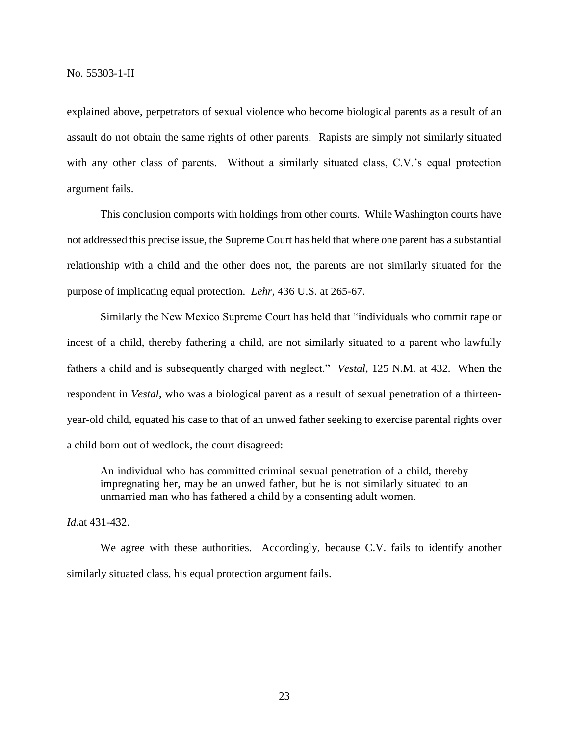explained above, perpetrators of sexual violence who become biological parents as a result of an assault do not obtain the same rights of other parents. Rapists are simply not similarly situated with any other class of parents. Without a similarly situated class, C.V.'s equal protection argument fails.

This conclusion comports with holdings from other courts. While Washington courts have not addressed this precise issue, the Supreme Court has held that where one parent has a substantial relationship with a child and the other does not, the parents are not similarly situated for the purpose of implicating equal protection. *Lehr*, 436 U.S. at 265-67.

Similarly the New Mexico Supreme Court has held that "individuals who commit rape or incest of a child, thereby fathering a child, are not similarly situated to a parent who lawfully fathers a child and is subsequently charged with neglect." *Vestal*, 125 N.M. at 432. When the respondent in *Vestal*, who was a biological parent as a result of sexual penetration of a thirteen-year-old child, equated his case to that of an unwed father seeking to exercise parental rights over a child born out of wedlock, the court disagreed:

> An individual who has committed criminal sexual penetration of a child, thereby impregnating her, may be an unwed father, but he is not similarly situated to an unmarried man who has fathered a child by a consenting adult women.

*Id.*at 431-432.

We agree with these authorities. Accordingly, because C.V. fails to identify another similarly situated class, his equal protection argument fails.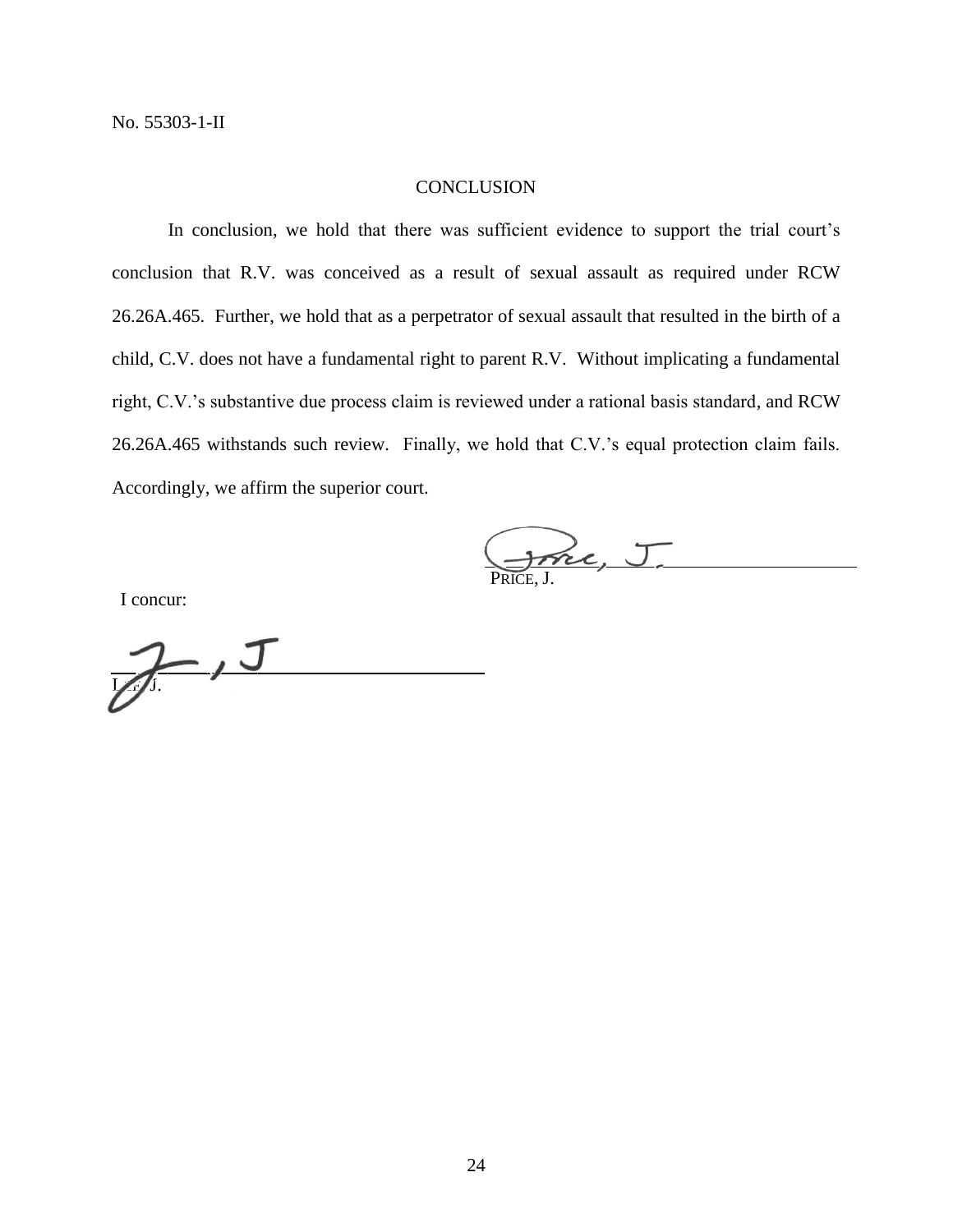No. 55303-1-II

## CONCLUSION

In conclusion, we hold that there was sufficient evidence to support the trial court's conclusion that R.V. was conceived as a result of sexual assault as required under RCW 26.26A.465. Further, we hold that as a perpetrator of sexual assault that resulted in the birth of a child, C.V. does not have a fundamental right to parent R.V. Without implicating a fundamental right, C.V.'s substantive due process claim is reviewed under a rational basis standard, and RCW 26.26A.465 withstands such review. Finally, we hold that C.V.'s equal protection claim fails. Accordingly, we affirm the superior court.

PRICE, J.

I concur:

LEE, J.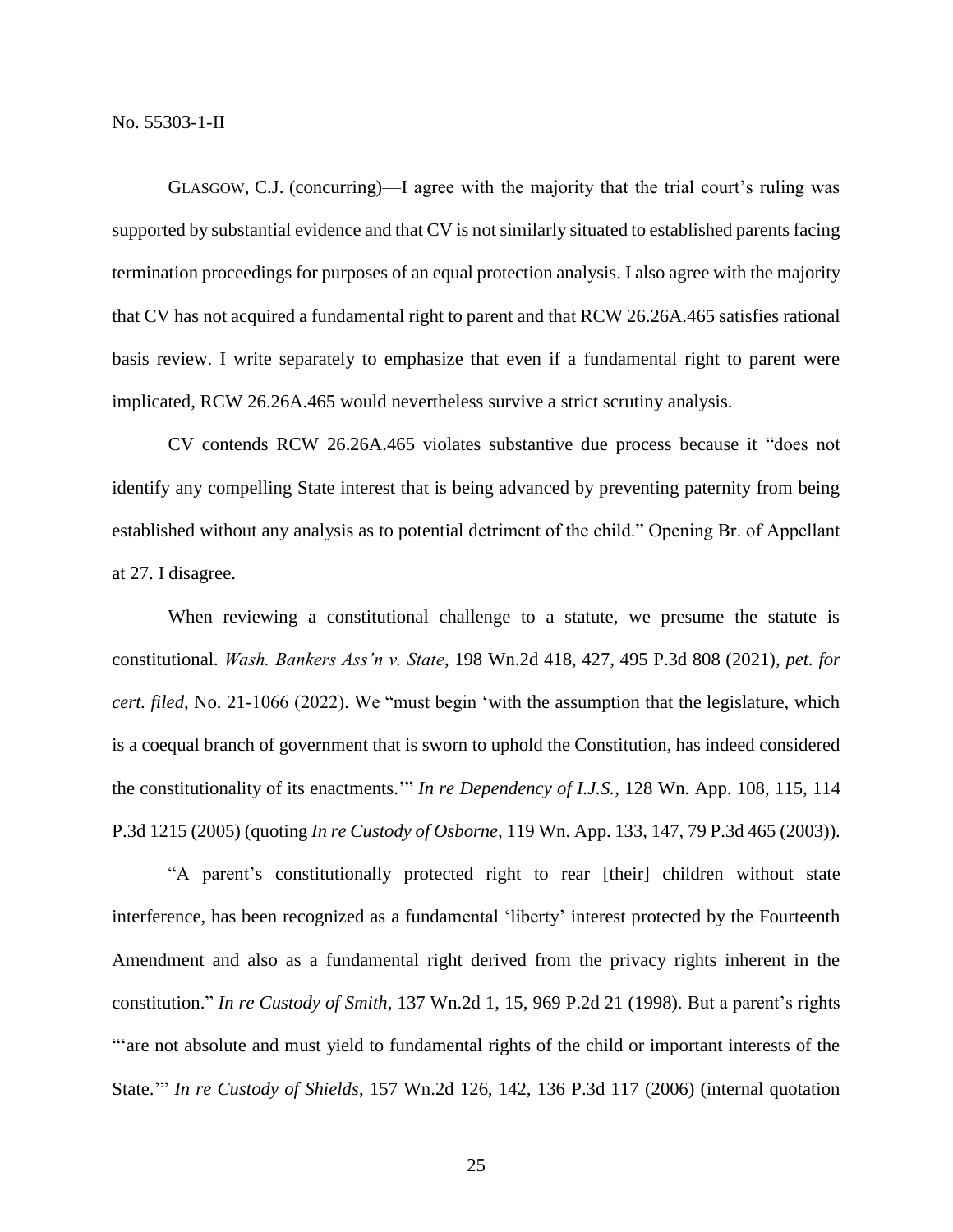No. 55303-1-II

GLASGOW, C.J. (concurring)—I agree with the majority that the trial court's ruling was supported by substantial evidence and that CV is not similarly situated to established parents facing termination proceedings for purposes of an equal protection analysis. I also agree with the majority that CV has not acquired a fundamental right to parent and that RCW 26.26A.465 satisfies rational basis review. I write separately to emphasize that even if a fundamental right to parent were implicated, RCW 26.26A.465 would nevertheless survive a strict scrutiny analysis.

CV contends RCW 26.26A.465 violates substantive due process because it "does not identify any compelling State interest that is being advanced by preventing paternity from being established without any analysis as to potential detriment of the child." Opening Br. of Appellant at 27. I disagree.

When reviewing a constitutional challenge to a statute, we presume the statute is constitutional. *Wash. Bankers Ass'n v. State*, 198 Wn.2d 418, 427, 495 P.3d 808 (2021), *pet. for cert. filed*, No. 21-1066 (2022). We "must begin 'with the assumption that the legislature, which is a coequal branch of government that is sworn to uphold the Constitution, has indeed considered the constitutionality of its enactments.'" *In re Dependency of I.J.S.*, 128 Wn. App. 108, 115, 114 P.3d 1215 (2005) (quoting *In re Custody of Osborne*, 119 Wn. App. 133, 147, 79 P.3d 465 (2003)).

"A parent's constitutionally protected right to rear [their] children without state interference, has been recognized as a fundamental 'liberty' interest protected by the Fourteenth Amendment and also as a fundamental right derived from the privacy rights inherent in the constitution." *In re Custody of Smith*, 137 Wn.2d 1, 15, 969 P.2d 21 (1998). But a parent's rights "'are not absolute and must yield to fundamental rights of the child or important interests of the State.'" *In re Custody of Shields*, 157 Wn.2d 126, 142, 136 P.3d 117 (2006) (internal quotation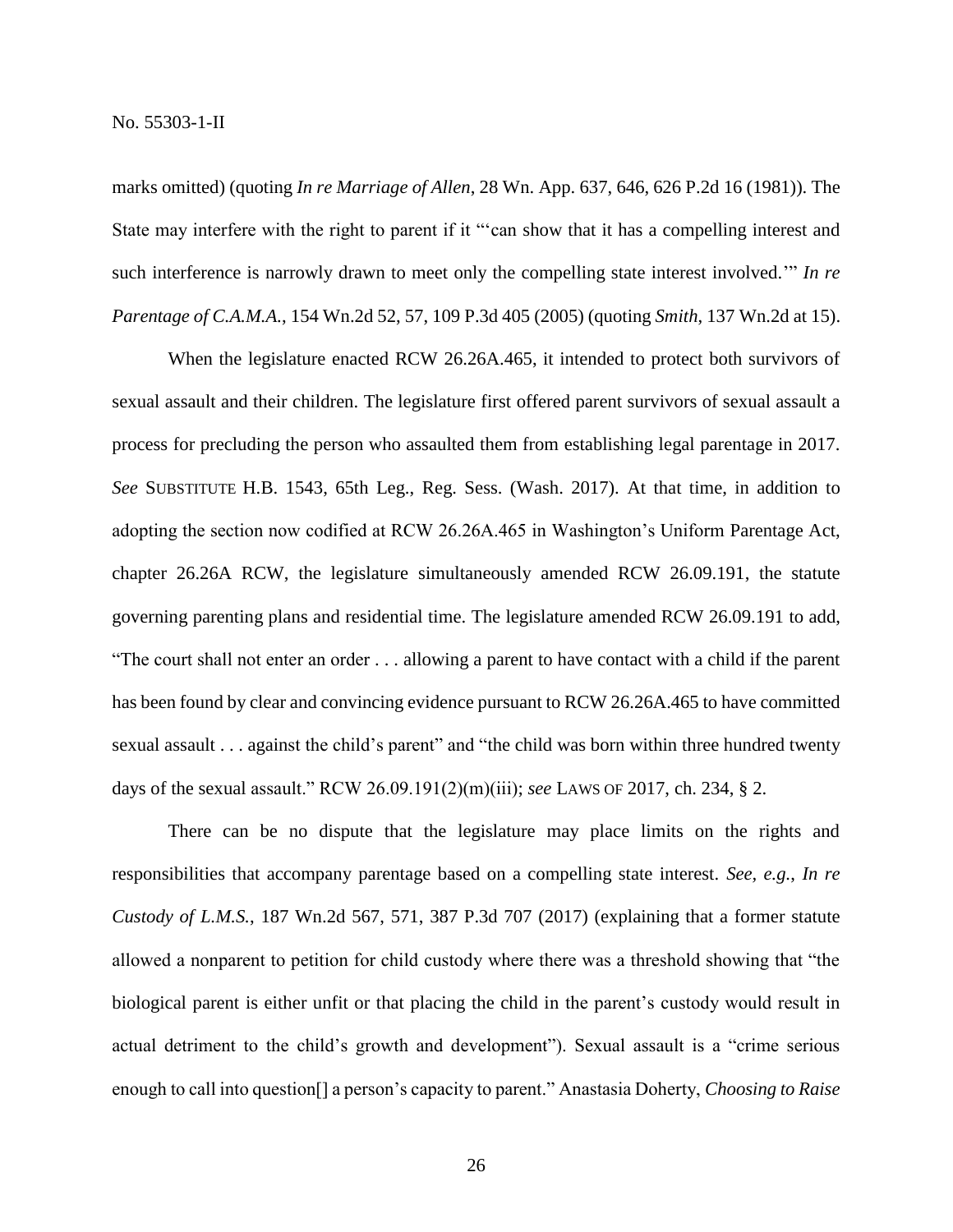marks omitted) (quoting *In re Marriage of Allen*, 28 Wn. App. 637, 646, 626 P.2d 16 (1981)). The State may interfere with the right to parent if it "'can show that it has a compelling interest and such interference is narrowly drawn to meet only the compelling state interest involved.'" *In re Parentage of C.A.M.A.*, 154 Wn.2d 52, 57, 109 P.3d 405 (2005) (quoting *Smith*, 137 Wn.2d at 15).

When the legislature enacted RCW 26.26A.465, it intended to protect both survivors of sexual assault and their children. The legislature first offered parent survivors of sexual assault a process for precluding the person who assaulted them from establishing legal parentage in 2017. *See* SUBSTITUTE H.B. 1543, 65th Leg., Reg. Sess. (Wash. 2017). At that time, in addition to adopting the section now codified at RCW 26.26A.465 in Washington's Uniform Parentage Act, chapter 26.26A RCW, the legislature simultaneously amended RCW 26.09.191, the statute governing parenting plans and residential time. The legislature amended RCW 26.09.191 to add, "The court shall not enter an order . . . allowing a parent to have contact with a child if the parent has been found by clear and convincing evidence pursuant to RCW 26.26A.465 to have committed sexual assault . . . against the child's parent" and "the child was born within three hundred twenty days of the sexual assault." RCW 26.09.191(2)(m)(iii); *see* LAWS OF 2017, ch. 234, § 2.

There can be no dispute that the legislature may place limits on the rights and responsibilities that accompany parentage based on a compelling state interest. *See, e.g.*, *In re Custody of L.M.S.*, 187 Wn.2d 567, 571, 387 P.3d 707 (2017) (explaining that a former statute allowed a nonparent to petition for child custody where there was a threshold showing that "the biological parent is either unfit or that placing the child in the parent's custody would result in actual detriment to the child's growth and development"). Sexual assault is a "crime serious enough to call into question[] a person's capacity to parent." Anastasia Doherty, *Choosing to Raise*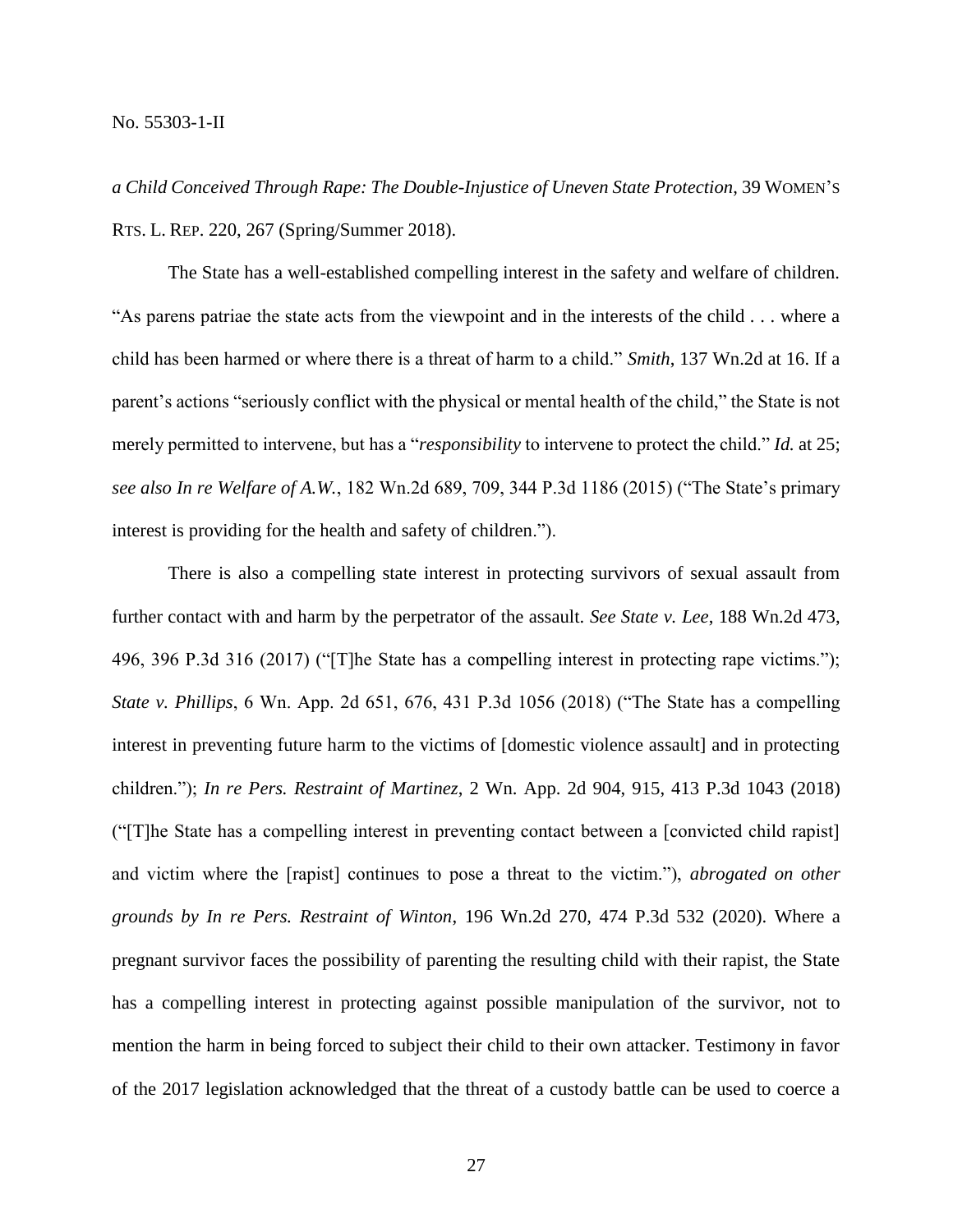*a Child Conceived Through Rape: The Double-Injustice of Uneven State Protection*, 39 WOMEN'S RTS. L. REP. 220, 267 (Spring/Summer 2018).

The State has a well-established compelling interest in the safety and welfare of children. "As parens patriae the state acts from the viewpoint and in the interests of the child . . . where a child has been harmed or where there is a threat of harm to a child." *Smith*, 137 Wn.2d at 16. If a parent's actions "seriously conflict with the physical or mental health of the child," the State is not merely permitted to intervene, but has a "*responsibility* to intervene to protect the child." *Id.* at 25; *see also In re Welfare of A.W.*, 182 Wn.2d 689, 709, 344 P.3d 1186 (2015) ("The State's primary interest is providing for the health and safety of children.").

There is also a compelling state interest in protecting survivors of sexual assault from further contact with and harm by the perpetrator of the assault. *See State v. Lee*, 188 Wn.2d 473, 496, 396 P.3d 316 (2017) ("[T]he State has a compelling interest in protecting rape victims."); *State v. Phillips*, 6 Wn. App. 2d 651, 676, 431 P.3d 1056 (2018) ("The State has a compelling interest in preventing future harm to the victims of [domestic violence assault] and in protecting children."); *In re Pers. Restraint of Martinez*, 2 Wn. App. 2d 904, 915, 413 P.3d 1043 (2018) ("[T]he State has a compelling interest in preventing contact between a [convicted child rapist] and victim where the [rapist] continues to pose a threat to the victim."), *abrogated on other grounds by In re Pers. Restraint of Winton*, 196 Wn.2d 270, 474 P.3d 532 (2020). Where a pregnant survivor faces the possibility of parenting the resulting child with their rapist, the State has a compelling interest in protecting against possible manipulation of the survivor, not to mention the harm in being forced to subject their child to their own attacker. Testimony in favor of the 2017 legislation acknowledged that the threat of a custody battle can be used to coerce a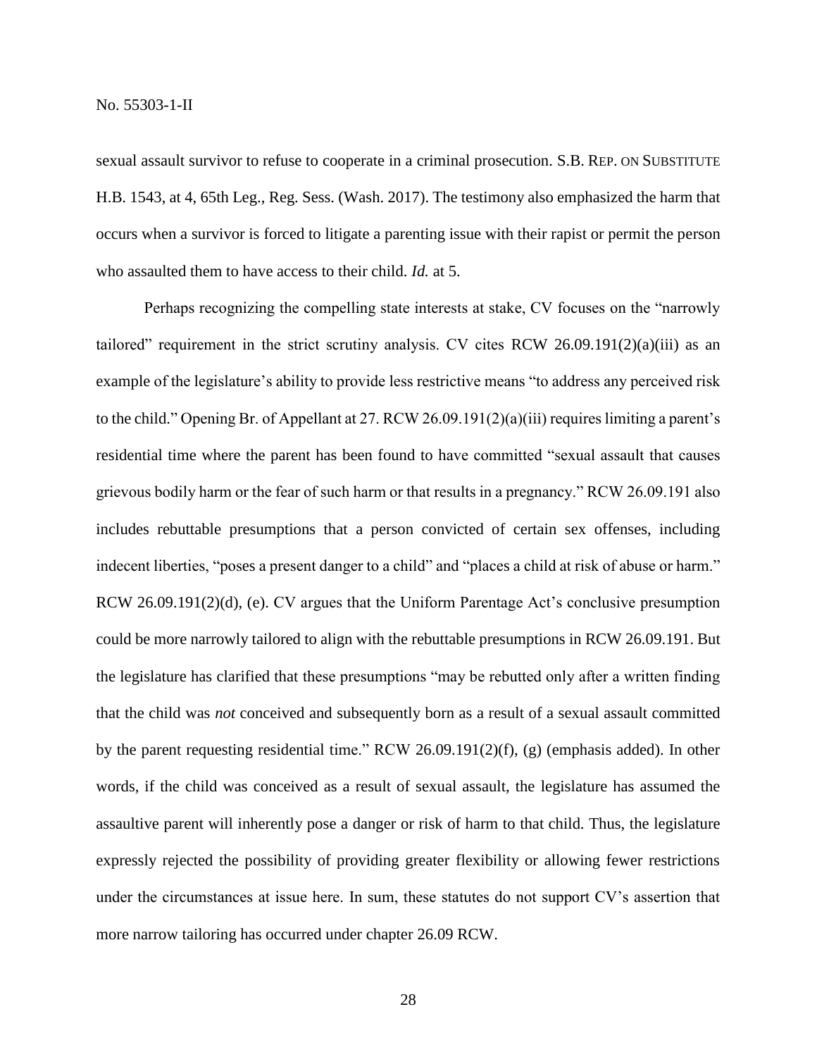sexual assault survivor to refuse to cooperate in a criminal prosecution. S.B. REP. ON SUBSTITUTE H.B. 1543, at 4, 65th Leg., Reg. Sess. (Wash. 2017). The testimony also emphasized the harm that occurs when a survivor is forced to litigate a parenting issue with their rapist or permit the person who assaulted them to have access to their child. *Id.* at 5.

Perhaps recognizing the compelling state interests at stake, CV focuses on the "narrowly tailored" requirement in the strict scrutiny analysis. CV cites RCW 26.09.191(2)(a)(iii) as an example of the legislature's ability to provide less restrictive means "to address any perceived risk to the child." Opening Br. of Appellant at 27. RCW 26.09.191(2)(a)(iii) requires limiting a parent's residential time where the parent has been found to have committed "sexual assault that causes grievous bodily harm or the fear of such harm or that results in a pregnancy." RCW 26.09.191 also includes rebuttable presumptions that a person convicted of certain sex offenses, including indecent liberties, "poses a present danger to a child" and "places a child at risk of abuse or harm." RCW 26.09.191(2)(d), (e). CV argues that the Uniform Parentage Act's conclusive presumption could be more narrowly tailored to align with the rebuttable presumptions in RCW 26.09.191. But the legislature has clarified that these presumptions "may be rebutted only after a written finding that the child was *not* conceived and subsequently born as a result of a sexual assault committed by the parent requesting residential time." RCW 26.09.191(2)(f), (g) (emphasis added). In other words, if the child was conceived as a result of sexual assault, the legislature has assumed the assaultive parent will inherently pose a danger or risk of harm to that child. Thus, the legislature expressly rejected the possibility of providing greater flexibility or allowing fewer restrictions under the circumstances at issue here. In sum, these statutes do not support CV's assertion that more narrow tailoring has occurred under chapter 26.09 RCW.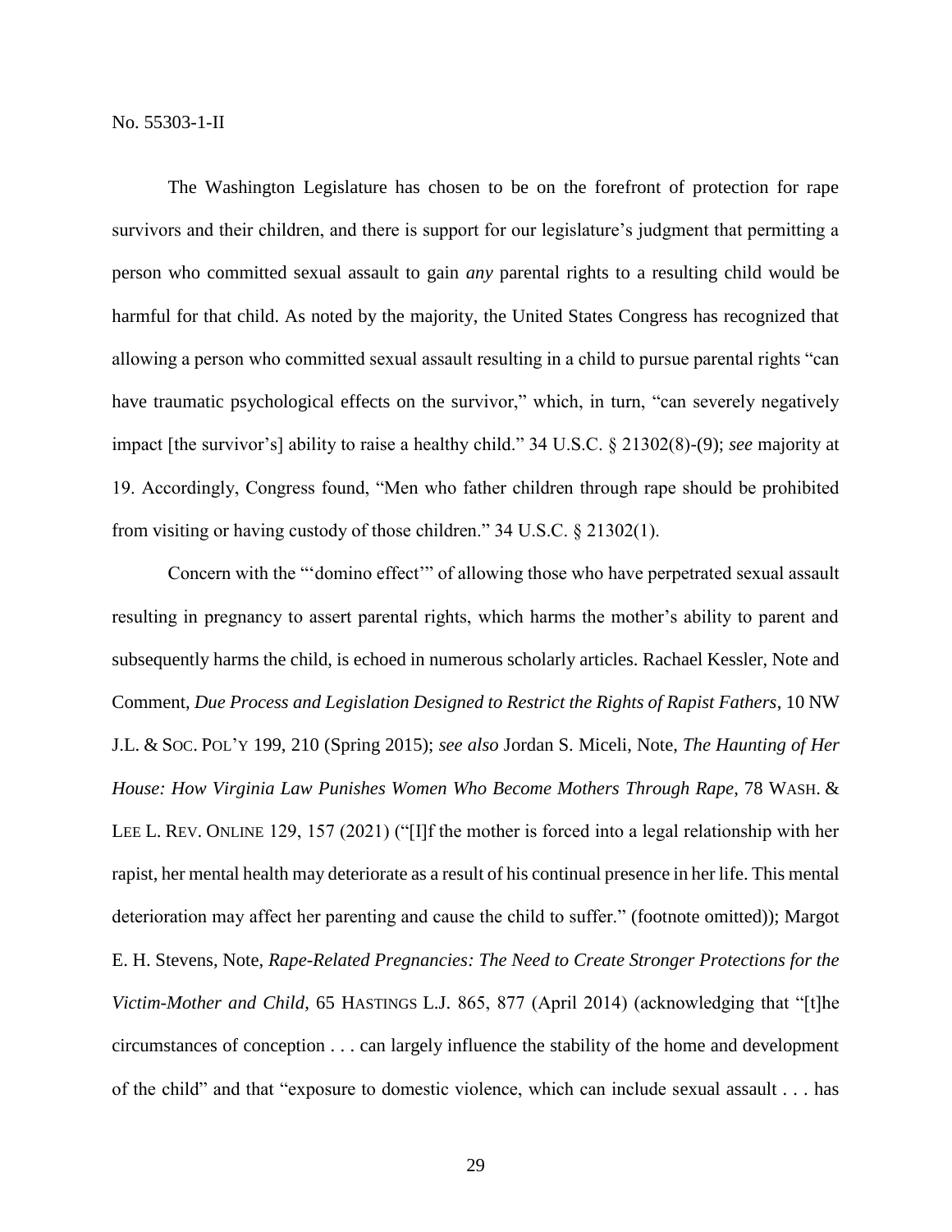The Washington Legislature has chosen to be on the forefront of protection for rape survivors and their children, and there is support for our legislature's judgment that permitting a person who committed sexual assault to gain *any* parental rights to a resulting child would be harmful for that child. As noted by the majority, the United States Congress has recognized that allowing a person who committed sexual assault resulting in a child to pursue parental rights "can have traumatic psychological effects on the survivor," which, in turn, "can severely negatively impact [the survivor's] ability to raise a healthy child." 34 U.S.C. § 21302(8)-(9); *see* majority at 19. Accordingly, Congress found, "Men who father children through rape should be prohibited from visiting or having custody of those children." 34 U.S.C. § 21302(1).

Concern with the "'domino effect'" of allowing those who have perpetrated sexual assault resulting in pregnancy to assert parental rights, which harms the mother's ability to parent and subsequently harms the child, is echoed in numerous scholarly articles. Rachael Kessler, Note and Comment, *Due Process and Legislation Designed to Restrict the Rights of Rapist Fathers*, 10 NW J.L. & SOC. POL'Y 199, 210 (Spring 2015); *see also* Jordan S. Miceli, Note, *The Haunting of Her House: How Virginia Law Punishes Women Who Become Mothers Through Rape*, 78 WASH. & LEE L. REV. ONLINE 129, 157 (2021) ("[I]f the mother is forced into a legal relationship with her rapist, her mental health may deteriorate as a result of his continual presence in her life. This mental deterioration may affect her parenting and cause the child to suffer." (footnote omitted)); Margot E. H. Stevens, Note, *Rape-Related Pregnancies: The Need to Create Stronger Protections for the Victim-Mother and Child*, 65 HASTINGS L.J. 865, 877 (April 2014) (acknowledging that "[t]he circumstances of conception . . . can largely influence the stability of the home and development of the child" and that "exposure to domestic violence, which can include sexual assault . . . has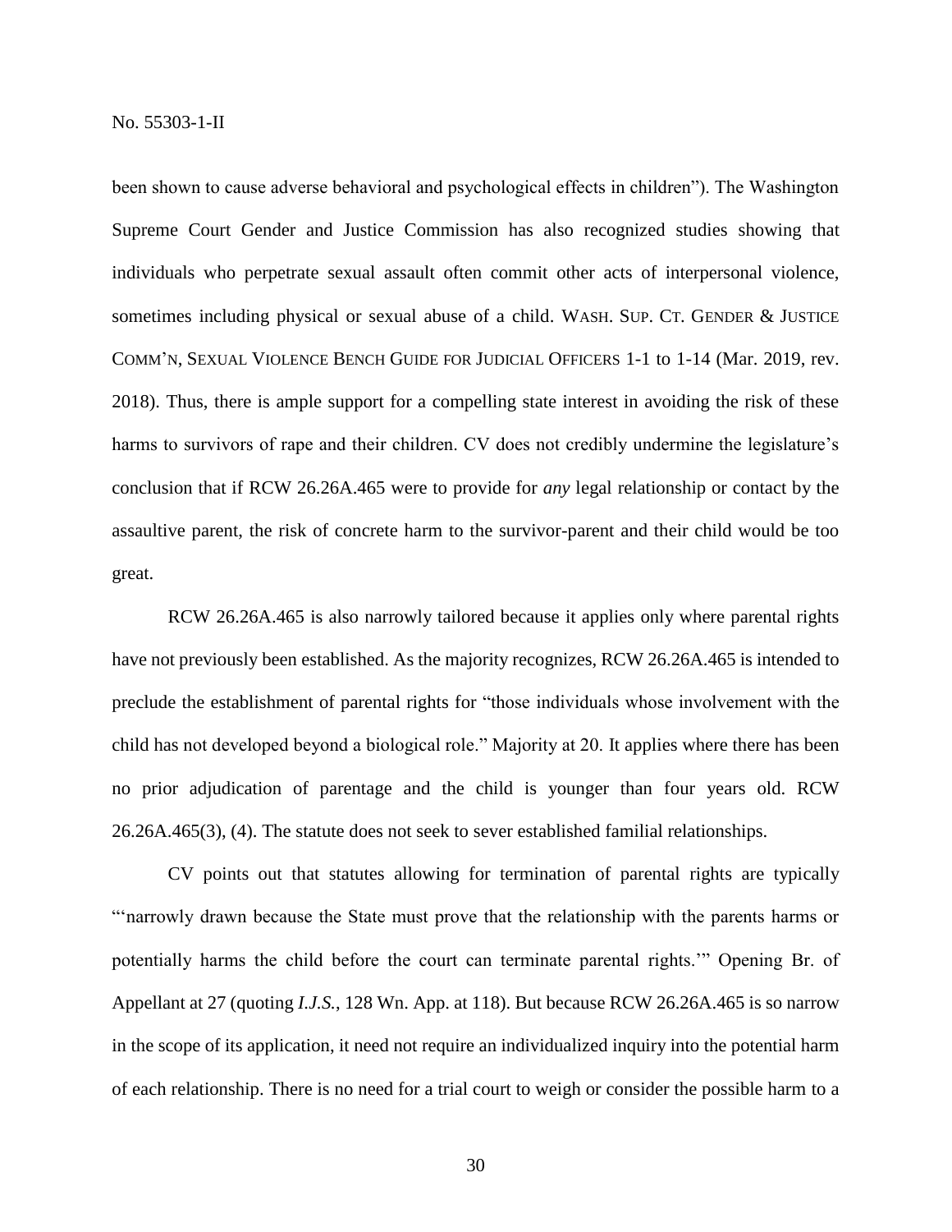been shown to cause adverse behavioral and psychological effects in children"). The Washington Supreme Court Gender and Justice Commission has also recognized studies showing that individuals who perpetrate sexual assault often commit other acts of interpersonal violence, sometimes including physical or sexual abuse of a child. WASH. SUP. CT. GENDER & JUSTICE COMM'N, SEXUAL VIOLENCE BENCH GUIDE FOR JUDICIAL OFFICERS 1-1 to 1-14 (Mar. 2019, rev. 2018). Thus, there is ample support for a compelling state interest in avoiding the risk of these harms to survivors of rape and their children. CV does not credibly undermine the legislature's conclusion that if RCW 26.26A.465 were to provide for *any* legal relationship or contact by the assaultive parent, the risk of concrete harm to the survivor-parent and their child would be too great.

RCW 26.26A.465 is also narrowly tailored because it applies only where parental rights have not previously been established. As the majority recognizes, RCW 26.26A.465 is intended to preclude the establishment of parental rights for "those individuals whose involvement with the child has not developed beyond a biological role." Majority at 20. It applies where there has been no prior adjudication of parentage and the child is younger than four years old. RCW 26.26A.465(3), (4). The statute does not seek to sever established familial relationships.

CV points out that statutes allowing for termination of parental rights are typically "'narrowly drawn because the State must prove that the relationship with the parents harms or potentially harms the child before the court can terminate parental rights.'" Opening Br. of Appellant at 27 (quoting *I.J.S.*, 128 Wn. App. at 118). But because RCW 26.26A.465 is so narrow in the scope of its application, it need not require an individualized inquiry into the potential harm of each relationship. There is no need for a trial court to weigh or consider the possible harm to a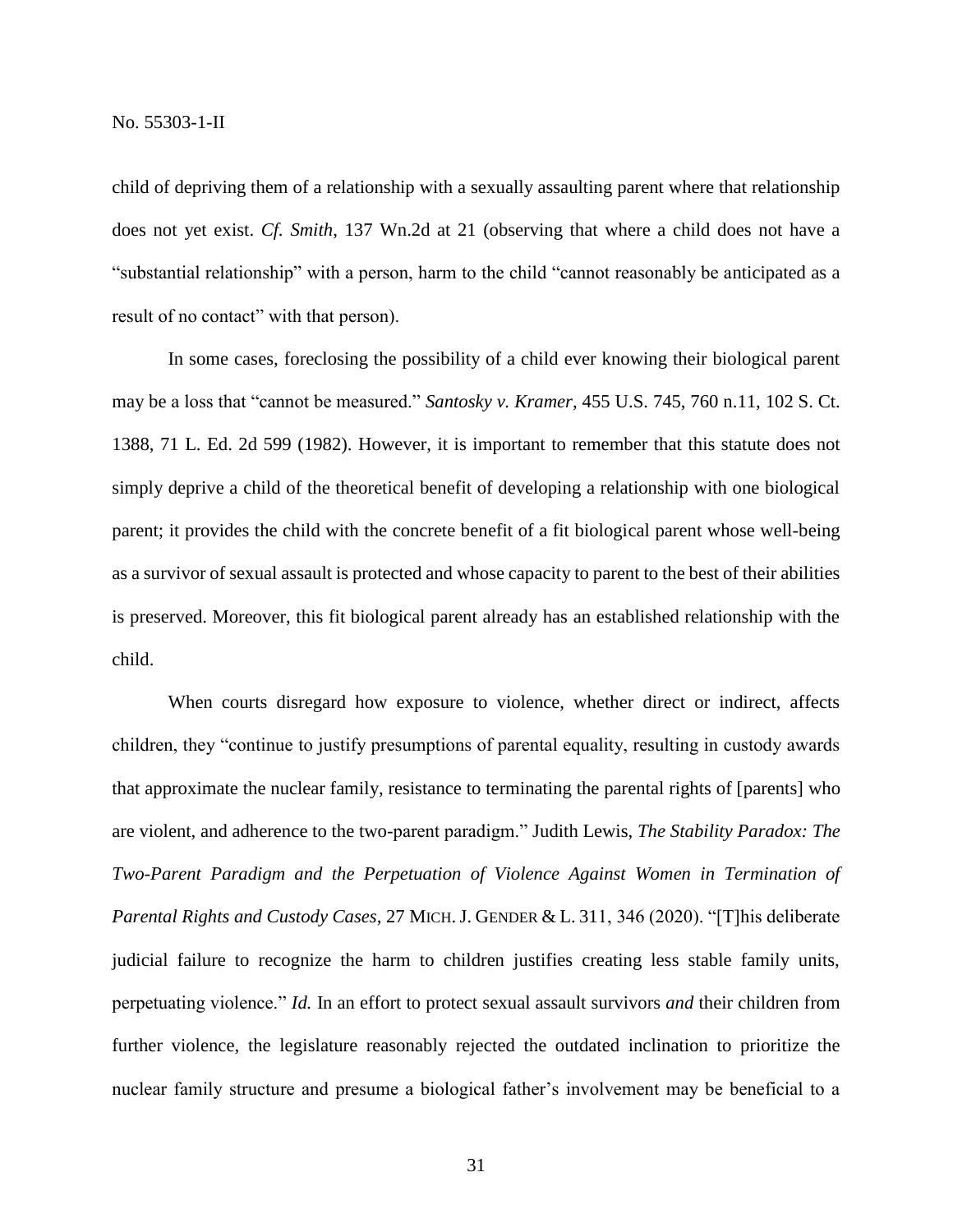child of depriving them of a relationship with a sexually assaulting parent where that relationship does not yet exist. *Cf. Smith*, 137 Wn.2d at 21 (observing that where a child does not have a "substantial relationship" with a person, harm to the child "cannot reasonably be anticipated as a result of no contact" with that person).

In some cases, foreclosing the possibility of a child ever knowing their biological parent may be a loss that "cannot be measured." *Santosky v. Kramer*, 455 U.S. 745, 760 n.11, 102 S. Ct. 1388, 71 L. Ed. 2d 599 (1982). However, it is important to remember that this statute does not simply deprive a child of the theoretical benefit of developing a relationship with one biological parent; it provides the child with the concrete benefit of a fit biological parent whose well-being as a survivor of sexual assault is protected and whose capacity to parent to the best of their abilities is preserved. Moreover, this fit biological parent already has an established relationship with the child.

When courts disregard how exposure to violence, whether direct or indirect, affects children, they "continue to justify presumptions of parental equality, resulting in custody awards that approximate the nuclear family, resistance to terminating the parental rights of [parents] who are violent, and adherence to the two-parent paradigm." Judith Lewis, *The Stability Paradox: The Two-Parent Paradigm and the Perpetuation of Violence Against Women in Termination of Parental Rights and Custody Cases*, 27 MICH. J. GENDER & L. 311, 346 (2020). "[T]his deliberate judicial failure to recognize the harm to children justifies creating less stable family units, perpetuating violence." *Id.* In an effort to protect sexual assault survivors *and* their children from further violence, the legislature reasonably rejected the outdated inclination to prioritize the nuclear family structure and presume a biological father's involvement may be beneficial to a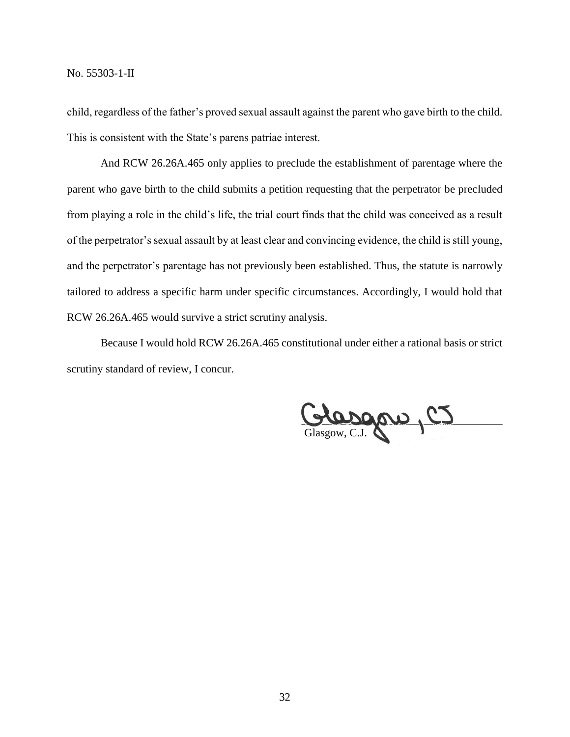child, regardless of the father's proved sexual assault against the parent who gave birth to the child. This is consistent with the State's parens patriae interest.

And RCW 26.26A.465 only applies to preclude the establishment of parentage where the parent who gave birth to the child submits a petition requesting that the perpetrator be precluded from playing a role in the child's life, the trial court finds that the child was conceived as a result of the perpetrator's sexual assault by at least clear and convincing evidence, the child is still young, and the perpetrator's parentage has not previously been established. Thus, the statute is narrowly tailored to address a specific harm under specific circumstances. Accordingly, I would hold that RCW 26.26A.465 would survive a strict scrutiny analysis.

Because I would hold RCW 26.26A.465 constitutional under either a rational basis or strict scrutiny standard of review, I concur.

Glasgow, CJ

Glasgow, C.J.